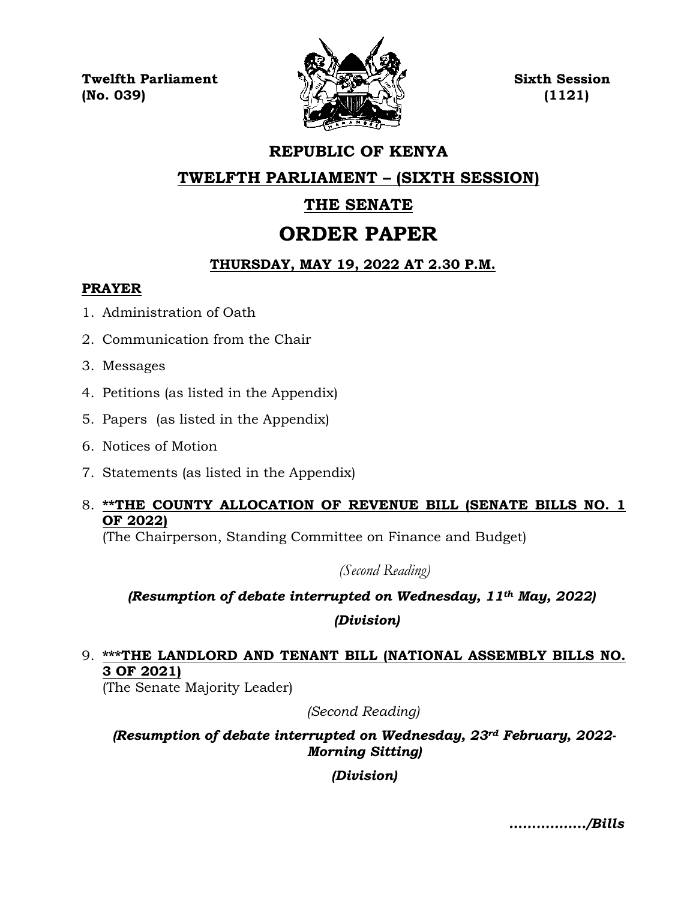**Twelfth Parliament** **Sixth Session**
**(No. 039)** **(1121)**

# REPUBLIC OF KENYA

## TWELFTH PARLIAMENT – (SIXTH SESSION)

## THE SENATE

# ORDER PAPER

### THURSDAY, MAY 19, 2022 AT 2.30 P.M.

**PRAYER**

1. Administration of Oath
2. Communication from the Chair
3. Messages
4. Petitions (as listed in the Appendix)
5. Papers (as listed in the Appendix)
6. Notices of Motion
7. Statements (as listed in the Appendix)
8. **\*\*THE COUNTY ALLOCATION OF REVENUE BILL (SENATE BILLS NO. 1 OF 2022)**
   (The Chairperson, Standing Committee on Finance and Budget)

   *(Second Reading)*

   ***(Resumption of debate interrupted on Wednesday, 11th May, 2022)***

   ***(Division)***

9. **\*\*\*THE LANDLORD AND TENANT BILL (NATIONAL ASSEMBLY BILLS NO. 3 OF 2021)**
   (The Senate Majority Leader)

   *(Second Reading)*

   ***(Resumption of debate interrupted on Wednesday, 23rd February, 2022-Morning Sitting)***

   ***(Division)***

***................/Bills***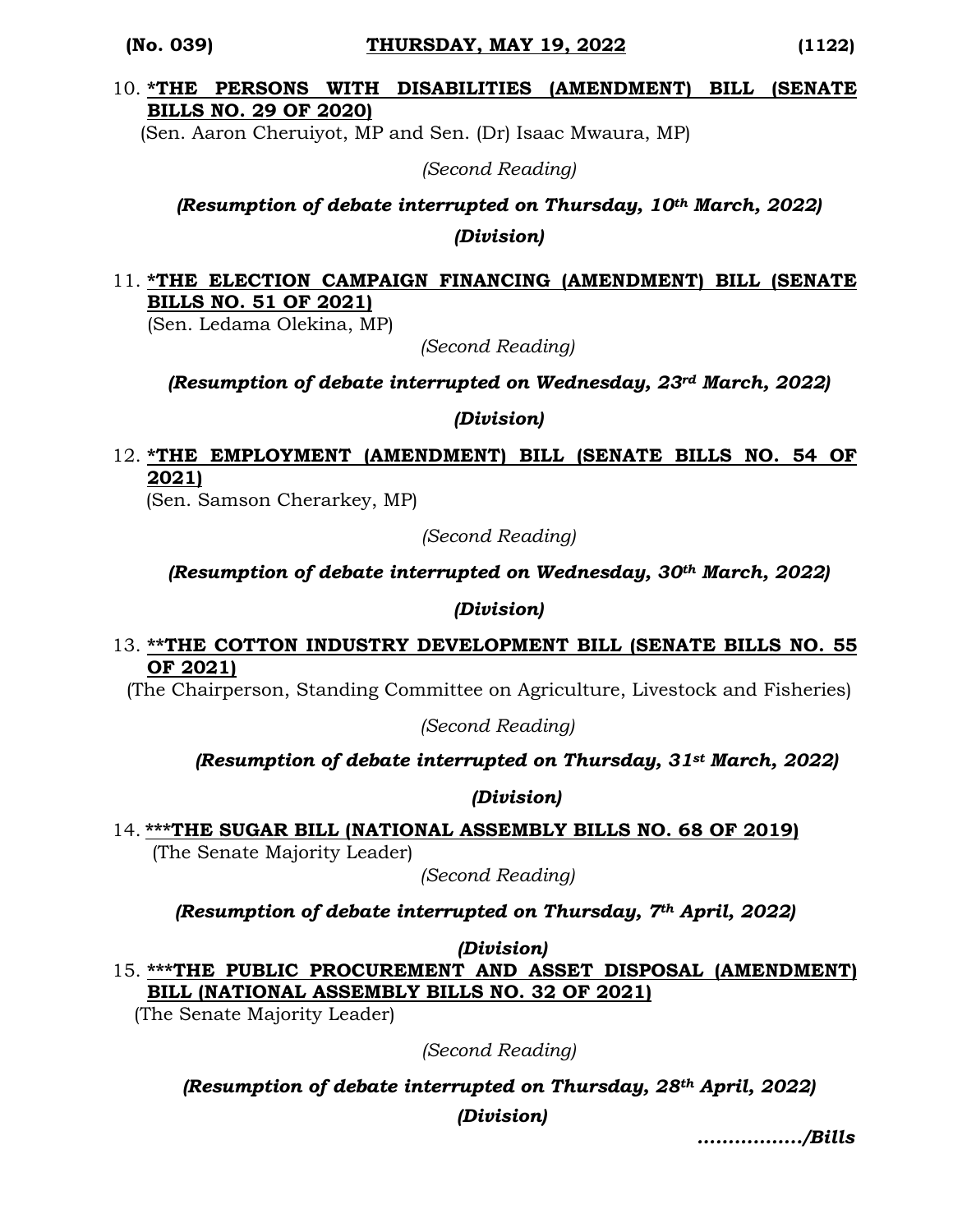10. ***THE PERSONS WITH DISABILITIES (AMENDMENT) BILL (SENATE BILLS NO. 29 OF 2020)**
(Sen. Aaron Cheruiyot, MP and Sen. (Dr) Isaac Mwaura, MP)

*(Second Reading)*

***(Resumption of debate interrupted on Thursday, 10th March, 2022)***

***(Division)***

11. ***THE ELECTION CAMPAIGN FINANCING (AMENDMENT) BILL (SENATE BILLS NO. 51 OF 2021)**
(Sen. Ledama Olekina, MP)

*(Second Reading)*

***(Resumption of debate interrupted on Wednesday, 23rd March, 2022)***

***(Division)***

12. ***THE EMPLOYMENT (AMENDMENT) BILL (SENATE BILLS NO. 54 OF 2021)**
(Sen. Samson Cherarkey, MP)

*(Second Reading)*

***(Resumption of debate interrupted on Wednesday, 30th March, 2022)***

***(Division)***

13. ****THE COTTON INDUSTRY DEVELOPMENT BILL (SENATE BILLS NO. 55 OF 2021)**
(The Chairperson, Standing Committee on Agriculture, Livestock and Fisheries)

*(Second Reading)*

***(Resumption of debate interrupted on Thursday, 31st March, 2022)***

***(Division)***

14. *****THE SUGAR BILL (NATIONAL ASSEMBLY BILLS NO. 68 OF 2019)**
(The Senate Majority Leader)

*(Second Reading)*

***(Resumption of debate interrupted on Thursday, 7th April, 2022)***

***(Division)***

15. *****THE PUBLIC PROCUREMENT AND ASSET DISPOSAL (AMENDMENT) BILL (NATIONAL ASSEMBLY BILLS NO. 32 OF 2021)**
(The Senate Majority Leader)

*(Second Reading)*

***(Resumption of debate interrupted on Thursday, 28th April, 2022)***

***(Division)***

***................/Bills***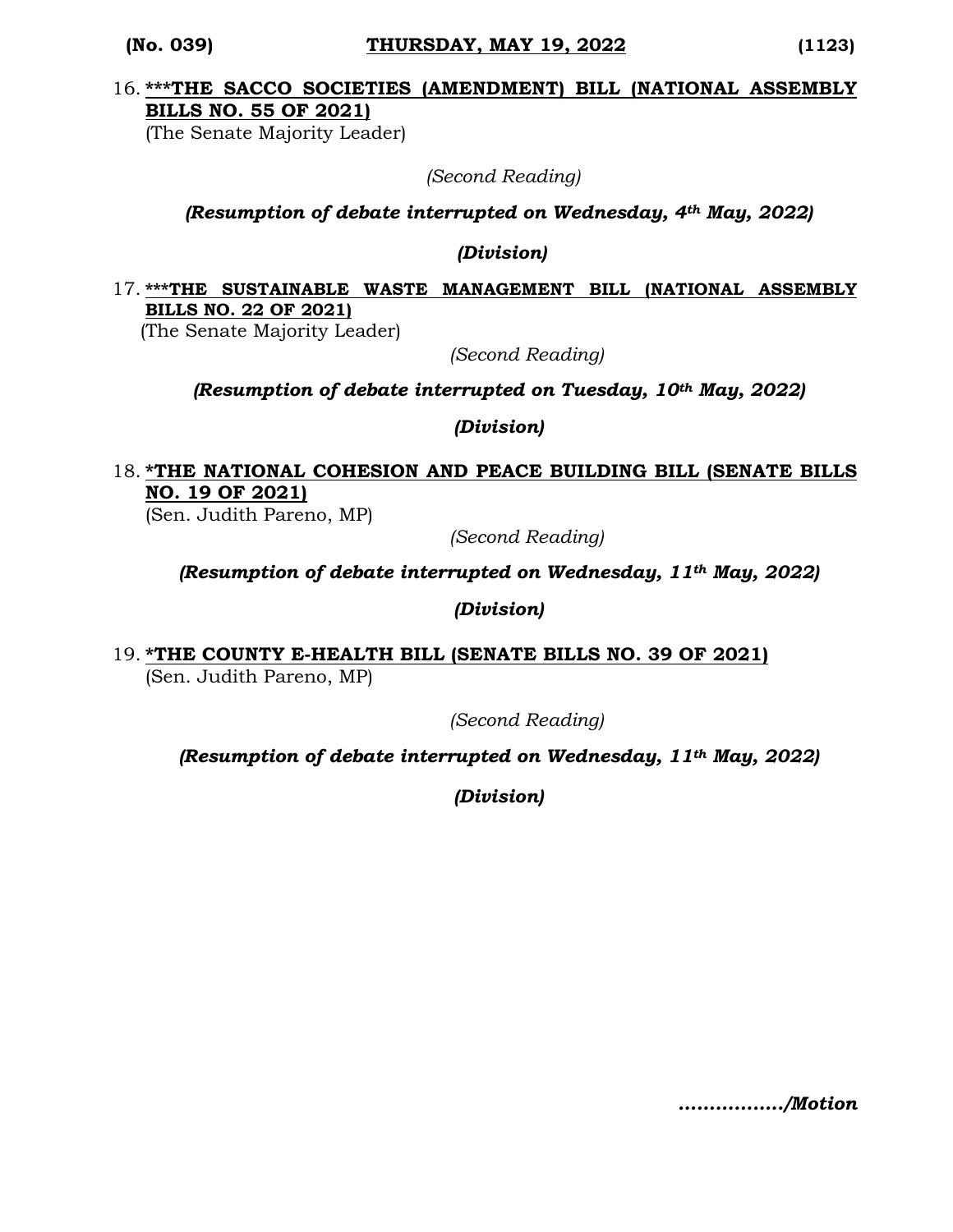16. **<u>***THE SACCO SOCIETIES (AMENDMENT) BILL (NATIONAL ASSEMBLY BILLS NO. 55 OF 2021)</u>**
(The Senate Majority Leader)

*(Second Reading)*

***(Resumption of debate interrupted on Wednesday, 4th May, 2022)***

***(Division)***

17. **<u>***THE SUSTAINABLE WASTE MANAGEMENT BILL (NATIONAL ASSEMBLY BILLS NO. 22 OF 2021)</u>**
(The Senate Majority Leader)

*(Second Reading)*

***(Resumption of debate interrupted on Tuesday, 10th May, 2022)***

***(Division)***

18. **<u>*THE NATIONAL COHESION AND PEACE BUILDING BILL (SENATE BILLS NO. 19 OF 2021)</u>**
(Sen. Judith Pareno, MP)

*(Second Reading)*

***(Resumption of debate interrupted on Wednesday, 11th May, 2022)***

***(Division)***

19. **<u>*THE COUNTY E-HEALTH BILL (SENATE BILLS NO. 39 OF 2021)</u>**
(Sen. Judith Pareno, MP)

*(Second Reading)*

***(Resumption of debate interrupted on Wednesday, 11th May, 2022)***

***(Division)***

***................/Motion***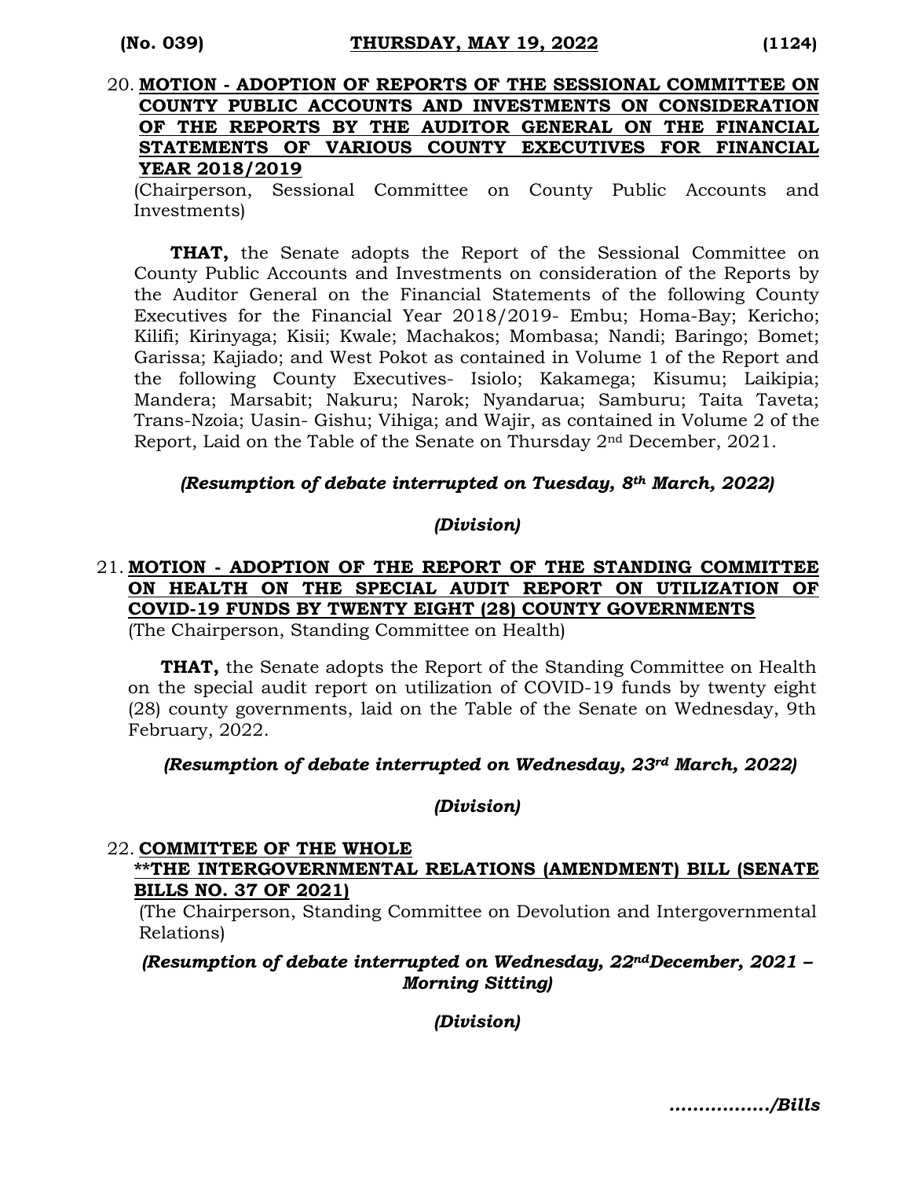20. **MOTION - ADOPTION OF REPORTS OF THE SESSIONAL COMMITTEE ON COUNTY PUBLIC ACCOUNTS AND INVESTMENTS ON CONSIDERATION OF THE REPORTS BY THE AUDITOR GENERAL ON THE FINANCIAL STATEMENTS OF VARIOUS COUNTY EXECUTIVES FOR FINANCIAL YEAR 2018/2019**

(Chairperson, Sessional Committee on County Public Accounts and Investments)

**THAT,** the Senate adopts the Report of the Sessional Committee on County Public Accounts and Investments on consideration of the Reports by the Auditor General on the Financial Statements of the following County Executives for the Financial Year 2018/2019- Embu; Homa-Bay; Kericho; Kilifi; Kirinyaga; Kisii; Kwale; Machakos; Mombasa; Nandi; Baringo; Bomet; Garissa; Kajiado; and West Pokot as contained in Volume 1 of the Report and the following County Executives- Isiolo; Kakamega; Kisumu; Laikipia; Mandera; Marsabit; Nakuru; Narok; Nyandarua; Samburu; Taita Taveta; Trans-Nzoia; Uasin- Gishu; Vihiga; and Wajir, as contained in Volume 2 of the Report, Laid on the Table of the Senate on Thursday 2nd December, 2021.

***(Resumption of debate interrupted on Tuesday, 8th March, 2022)***

***(Division)***

21. **MOTION - ADOPTION OF THE REPORT OF THE STANDING COMMITTEE ON HEALTH ON THE SPECIAL AUDIT REPORT ON UTILIZATION OF COVID-19 FUNDS BY TWENTY EIGHT (28) COUNTY GOVERNMENTS**

(The Chairperson, Standing Committee on Health)

**THAT,** the Senate adopts the Report of the Standing Committee on Health on the special audit report on utilization of COVID-19 funds by twenty eight (28) county governments, laid on the Table of the Senate on Wednesday, 9th February, 2022.

***(Resumption of debate interrupted on Wednesday, 23rd March, 2022)***

***(Division)***

22. **COMMITTEE OF THE WHOLE**
**\*\*THE INTERGOVERNMENTAL RELATIONS (AMENDMENT) BILL (SENATE BILLS NO. 37 OF 2021)**

(The Chairperson, Standing Committee on Devolution and Intergovernmental Relations)

***(Resumption of debate interrupted on Wednesday, 22ndDecember, 2021 – Morning Sitting)***

***(Division)***

***................/Bills***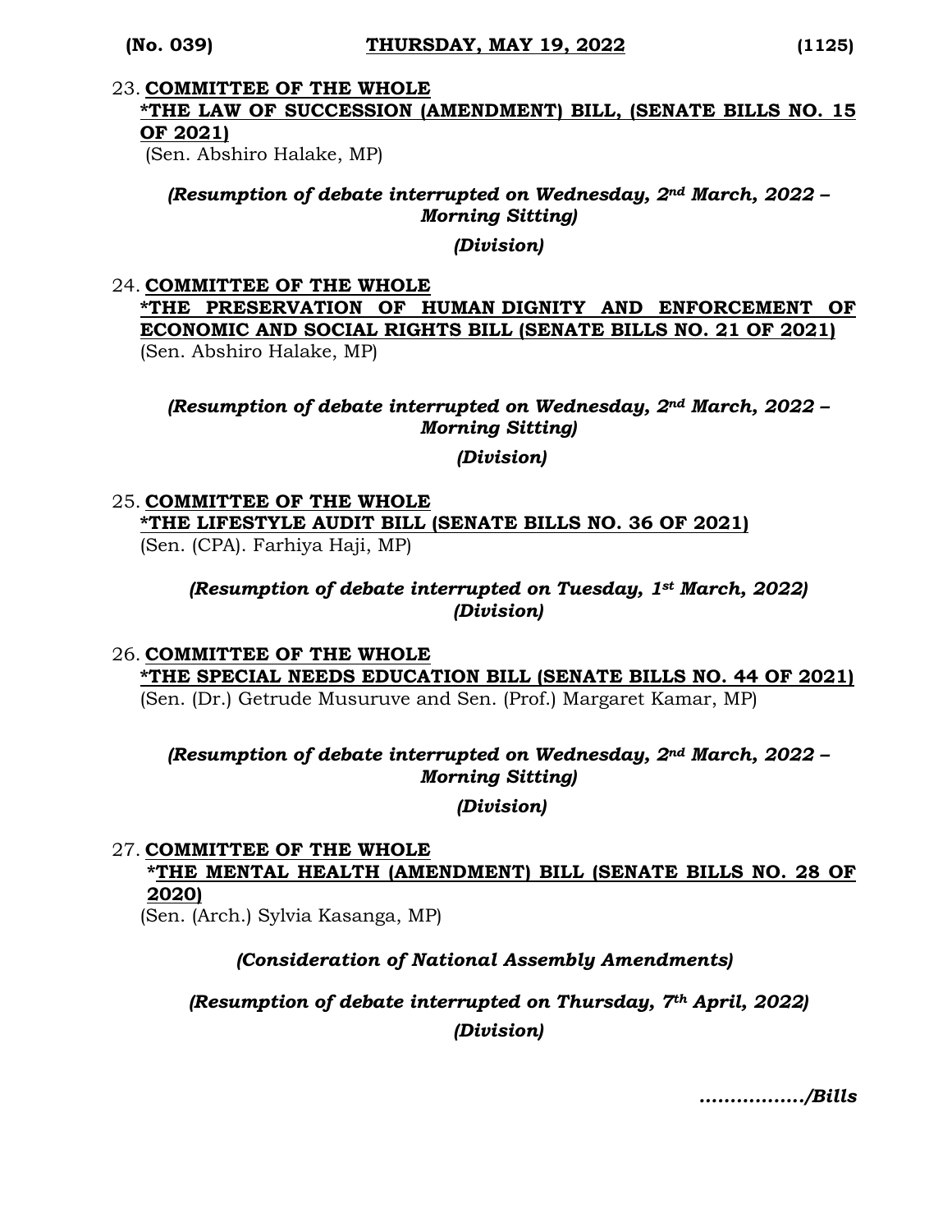23. **COMMITTEE OF THE WHOLE**
**\*THE LAW OF SUCCESSION (AMENDMENT) BILL, (SENATE BILLS NO. 15 OF 2021)**
(Sen. Abshiro Halake, MP)

*(Resumption of debate interrupted on Wednesday, 2nd March, 2022 – Morning Sitting)*

*(Division)*

24. **COMMITTEE OF THE WHOLE**
**\*THE PRESERVATION OF HUMAN DIGNITY AND ENFORCEMENT OF ECONOMIC AND SOCIAL RIGHTS BILL (SENATE BILLS NO. 21 OF 2021)**
(Sen. Abshiro Halake, MP)

*(Resumption of debate interrupted on Wednesday, 2nd March, 2022 – Morning Sitting)*

*(Division)*

25. **COMMITTEE OF THE WHOLE**
**\*THE LIFESTYLE AUDIT BILL (SENATE BILLS NO. 36 OF 2021)**
(Sen. (CPA). Farhiya Haji, MP)

*(Resumption of debate interrupted on Tuesday, 1st March, 2022)*
*(Division)*

26. **COMMITTEE OF THE WHOLE**
**\*THE SPECIAL NEEDS EDUCATION BILL (SENATE BILLS NO. 44 OF 2021)**
(Sen. (Dr.) Getrude Musuruve and Sen. (Prof.) Margaret Kamar, MP)

*(Resumption of debate interrupted on Wednesday, 2nd March, 2022 – Morning Sitting)*

*(Division)*

27. **COMMITTEE OF THE WHOLE**
**\*THE MENTAL HEALTH (AMENDMENT) BILL (SENATE BILLS NO. 28 OF 2020)**
(Sen. (Arch.) Sylvia Kasanga, MP)

*(Consideration of National Assembly Amendments)*

*(Resumption of debate interrupted on Thursday, 7th April, 2022)*

*(Division)*

*................/Bills*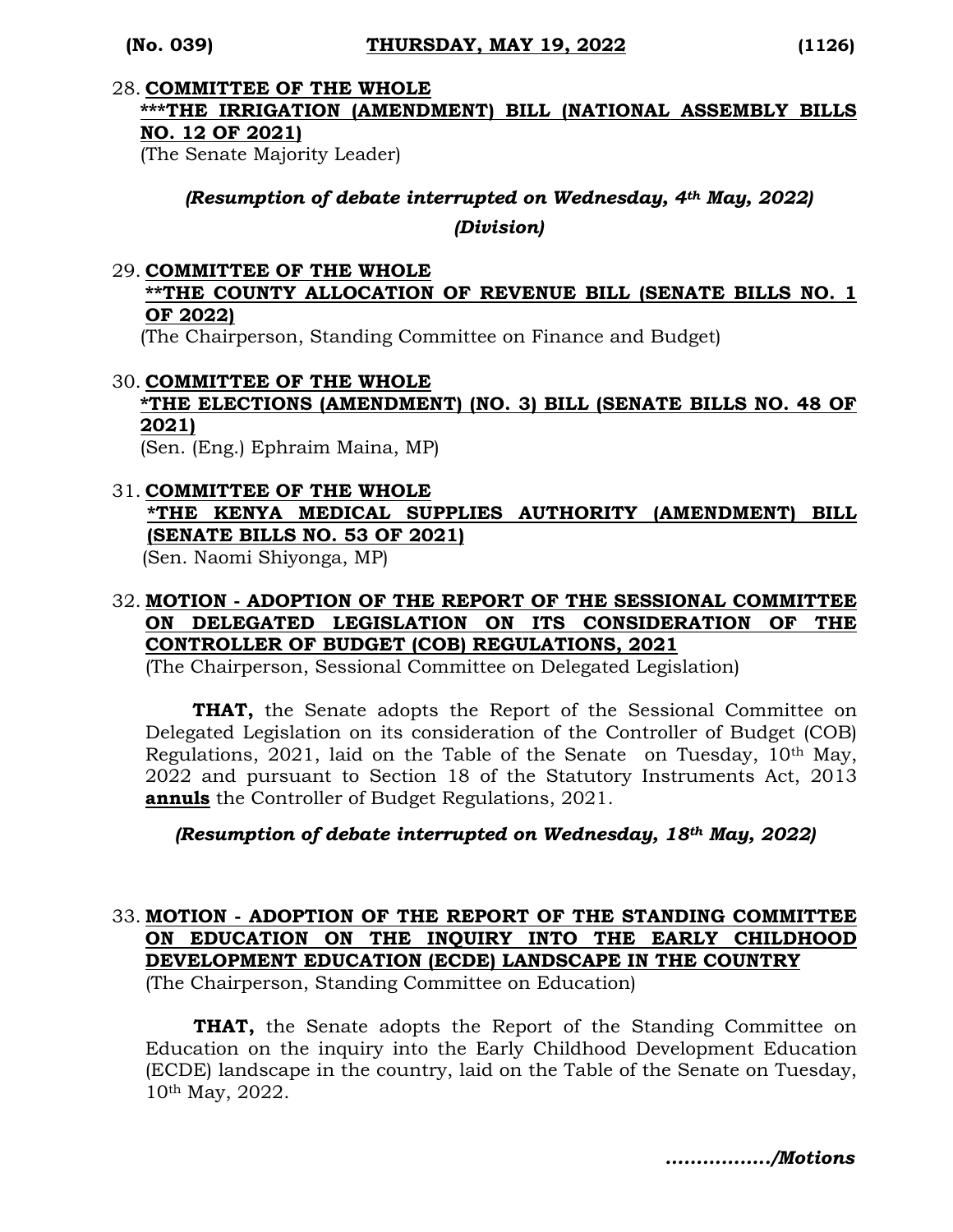28. **COMMITTEE OF THE WHOLE**
**<u>***THE IRRIGATION (AMENDMENT) BILL (NATIONAL ASSEMBLY BILLS NO. 12 OF 2021)</u>**
(The Senate Majority Leader)

***(Resumption of debate interrupted on Wednesday, 4th May, 2022)***

***(Division)***

29. **COMMITTEE OF THE WHOLE**
**<u>**THE COUNTY ALLOCATION OF REVENUE BILL (SENATE BILLS NO. 1 OF 2022)</u>**
(The Chairperson, Standing Committee on Finance and Budget)

30. **COMMITTEE OF THE WHOLE**
**<u>*THE ELECTIONS (AMENDMENT) (NO. 3) BILL (SENATE BILLS NO. 48 OF 2021)</u>**
(Sen. (Eng.) Ephraim Maina, MP)

31. **COMMITTEE OF THE WHOLE**
**<u>*THE KENYA MEDICAL SUPPLIES AUTHORITY (AMENDMENT) BILL (SENATE BILLS NO. 53 OF 2021)</u>**
(Sen. Naomi Shiyonga, MP)

32. **<u>MOTION - ADOPTION OF THE REPORT OF THE SESSIONAL COMMITTEE ON DELEGATED LEGISLATION ON ITS CONSIDERATION OF THE CONTROLLER OF BUDGET (COB) REGULATIONS, 2021</u>**
(The Chairperson, Sessional Committee on Delegated Legislation)

**THAT,** the Senate adopts the Report of the Sessional Committee on Delegated Legislation on its consideration of the Controller of Budget (COB) Regulations, 2021, laid on the Table of the Senate on Tuesday, 10th May, 2022 and pursuant to Section 18 of the Statutory Instruments Act, 2013 **<u>annuls</u>** the Controller of Budget Regulations, 2021.

***(Resumption of debate interrupted on Wednesday, 18th May, 2022)***

33. **<u>MOTION - ADOPTION OF THE REPORT OF THE STANDING COMMITTEE ON EDUCATION ON THE INQUIRY INTO THE EARLY CHILDHOOD DEVELOPMENT EDUCATION (ECDE) LANDSCAPE IN THE COUNTRY</u>**
(The Chairperson, Standing Committee on Education)

**THAT,** the Senate adopts the Report of the Standing Committee on Education on the inquiry into the Early Childhood Development Education (ECDE) landscape in the country, laid on the Table of the Senate on Tuesday, 10th May, 2022.

***................/Motions***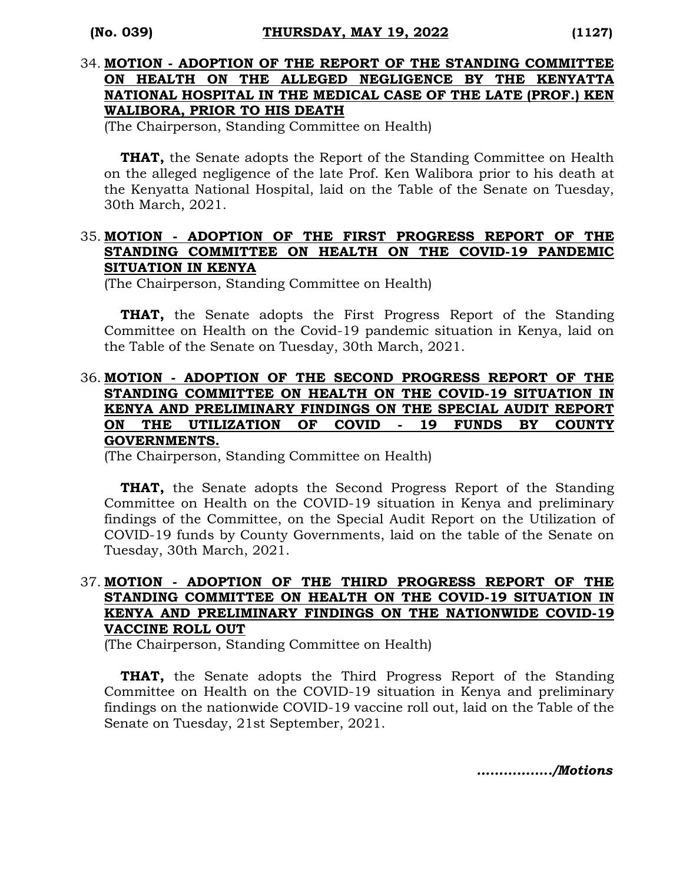34. **MOTION - ADOPTION OF THE REPORT OF THE STANDING COMMITTEE ON HEALTH ON THE ALLEGED NEGLIGENCE BY THE KENYATTA NATIONAL HOSPITAL IN THE MEDICAL CASE OF THE LATE (PROF.) KEN WALIBORA, PRIOR TO HIS DEATH**

(The Chairperson, Standing Committee on Health)

**THAT,** the Senate adopts the Report of the Standing Committee on Health on the alleged negligence of the late Prof. Ken Walibora prior to his death at the Kenyatta National Hospital, laid on the Table of the Senate on Tuesday, 30th March, 2021.

35. **MOTION - ADOPTION OF THE FIRST PROGRESS REPORT OF THE STANDING COMMITTEE ON HEALTH ON THE COVID-19 PANDEMIC SITUATION IN KENYA**

(The Chairperson, Standing Committee on Health)

**THAT,** the Senate adopts the First Progress Report of the Standing Committee on Health on the Covid-19 pandemic situation in Kenya, laid on the Table of the Senate on Tuesday, 30th March, 2021.

36. **MOTION - ADOPTION OF THE SECOND PROGRESS REPORT OF THE STANDING COMMITTEE ON HEALTH ON THE COVID-19 SITUATION IN KENYA AND PRELIMINARY FINDINGS ON THE SPECIAL AUDIT REPORT ON THE UTILIZATION OF COVID - 19 FUNDS BY COUNTY GOVERNMENTS.**

(The Chairperson, Standing Committee on Health)

**THAT,** the Senate adopts the Second Progress Report of the Standing Committee on Health on the COVID-19 situation in Kenya and preliminary findings of the Committee, on the Special Audit Report on the Utilization of COVID-19 funds by County Governments, laid on the table of the Senate on Tuesday, 30th March, 2021.

37. **MOTION - ADOPTION OF THE THIRD PROGRESS REPORT OF THE STANDING COMMITTEE ON HEALTH ON THE COVID-19 SITUATION IN KENYA AND PRELIMINARY FINDINGS ON THE NATIONWIDE COVID-19 VACCINE ROLL OUT**

(The Chairperson, Standing Committee on Health)

**THAT,** the Senate adopts the Third Progress Report of the Standing Committee on Health on the COVID-19 situation in Kenya and preliminary findings on the nationwide COVID-19 vaccine roll out, laid on the Table of the Senate on Tuesday, 21st September, 2021.

*................/Motions*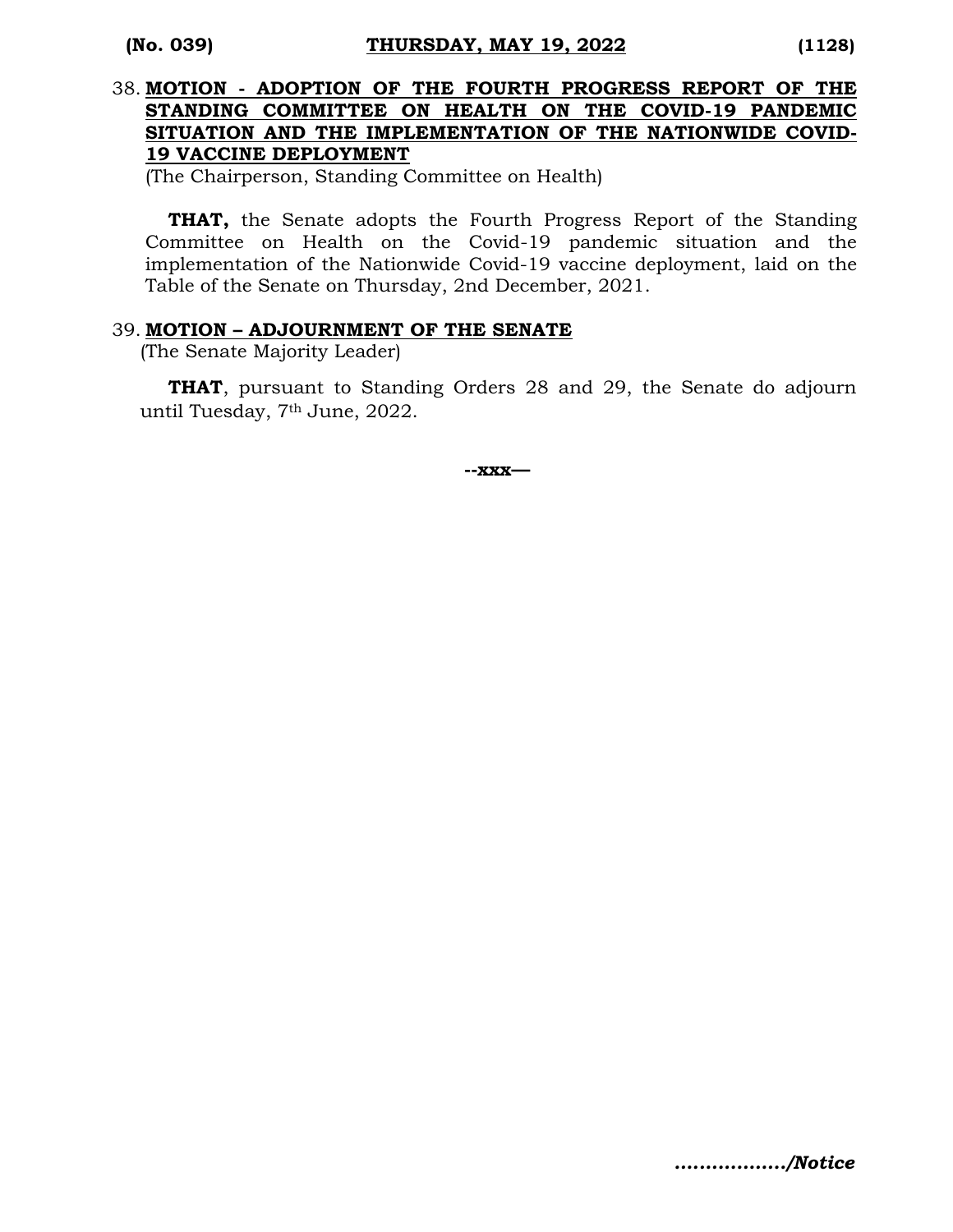38. **MOTION - ADOPTION OF THE FOURTH PROGRESS REPORT OF THE STANDING COMMITTEE ON HEALTH ON THE COVID-19 PANDEMIC SITUATION AND THE IMPLEMENTATION OF THE NATIONWIDE COVID-19 VACCINE DEPLOYMENT**

(The Chairperson, Standing Committee on Health)

**THAT,** the Senate adopts the Fourth Progress Report of the Standing Committee on Health on the Covid-19 pandemic situation and the implementation of the Nationwide Covid-19 vaccine deployment, laid on the Table of the Senate on Thursday, 2nd December, 2021.

39. **MOTION – ADJOURNMENT OF THE SENATE**

(The Senate Majority Leader)

**THAT**, pursuant to Standing Orders 28 and 29, the Senate do adjourn until Tuesday, 7th June, 2022.

**--xxx—**

***................../Notice***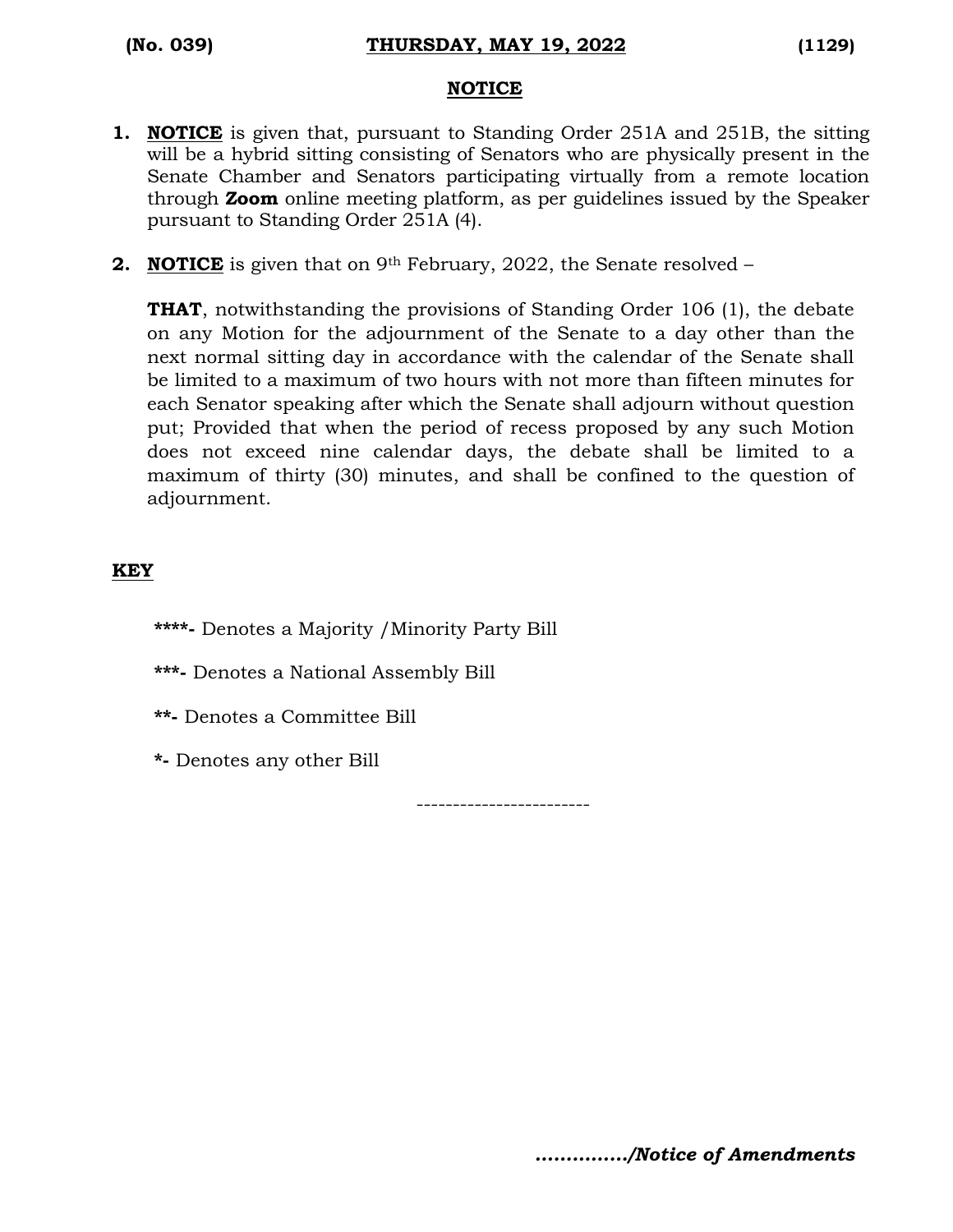## NOTICE

1. **NOTICE** is given that, pursuant to Standing Order 251A and 251B, the sitting will be a hybrid sitting consisting of Senators who are physically present in the Senate Chamber and Senators participating virtually from a remote location through **Zoom** online meeting platform, as per guidelines issued by the Speaker pursuant to Standing Order 251A (4).

2. **NOTICE** is given that on 9th February, 2022, the Senate resolved –

   **THAT**, notwithstanding the provisions of Standing Order 106 (1), the debate on any Motion for the adjournment of the Senate to a day other than the next normal sitting day in accordance with the calendar of the Senate shall be limited to a maximum of two hours with not more than fifteen minutes for each Senator speaking after which the Senate shall adjourn without question put; Provided that when the period of recess proposed by any such Motion does not exceed nine calendar days, the debate shall be limited to a maximum of thirty (30) minutes, and shall be confined to the question of adjournment.

## KEY

**\*\*\*\*-** Denotes a Majority /Minority Party Bill

**\*\*\*-** Denotes a National Assembly Bill

**\*\*-** Denotes a Committee Bill

**\*-** Denotes any other Bill

------------------------

***............../Notice of Amendments***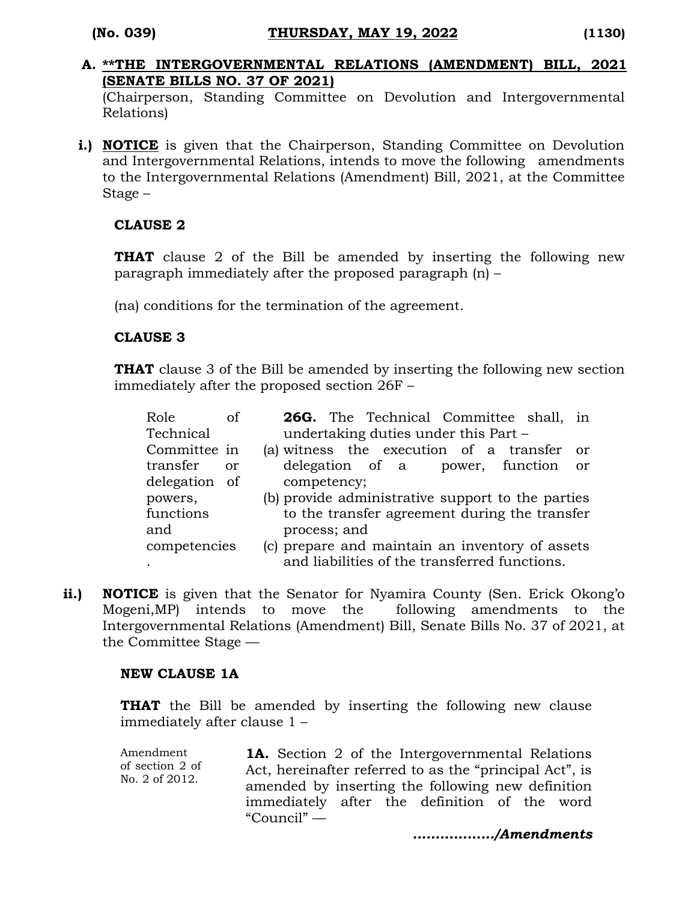**A. \*\*THE INTERGOVERNMENTAL RELATIONS (AMENDMENT) BILL, 2021 (SENATE BILLS NO. 37 OF 2021)**

(Chairperson, Standing Committee on Devolution and Intergovernmental Relations)

**i.)** **NOTICE** is given that the Chairperson, Standing Committee on Devolution and Intergovernmental Relations, intends to move the following amendments to the Intergovernmental Relations (Amendment) Bill, 2021, at the Committee Stage –

**CLAUSE 2**

**THAT** clause 2 of the Bill be amended by inserting the following new paragraph immediately after the proposed paragraph (n) –

(na) conditions for the termination of the agreement.

**CLAUSE 3**

**THAT** clause 3 of the Bill be amended by inserting the following new section immediately after the proposed section 26F –

| | |
|---|---|
| Role of Technical Committee in transfer or delegation of powers, functions and competencies. | **26G.** The Technical Committee shall, in undertaking duties under this Part –<br>(a) witness the execution of a transfer or delegation of a power, function or competency;<br>(b) provide administrative support to the parties to the transfer agreement during the transfer process; and<br>(c) prepare and maintain an inventory of assets and liabilities of the transferred functions. |

**ii.)** **NOTICE** is given that the Senator for Nyamira County (Sen. Erick Okong'o Mogeni,MP) intends to move the following amendments to the Intergovernmental Relations (Amendment) Bill, Senate Bills No. 37 of 2021, at the Committee Stage —

**NEW CLAUSE 1A**

**THAT** the Bill be amended by inserting the following new clause immediately after clause 1 –

| | |
|---|---|
| Amendment of section 2 of No. 2 of 2012. | **1A.** Section 2 of the Intergovernmental Relations Act, hereinafter referred to as the "principal Act", is amended by inserting the following new definition immediately after the definition of the word "Council" — |

***................./Amendments***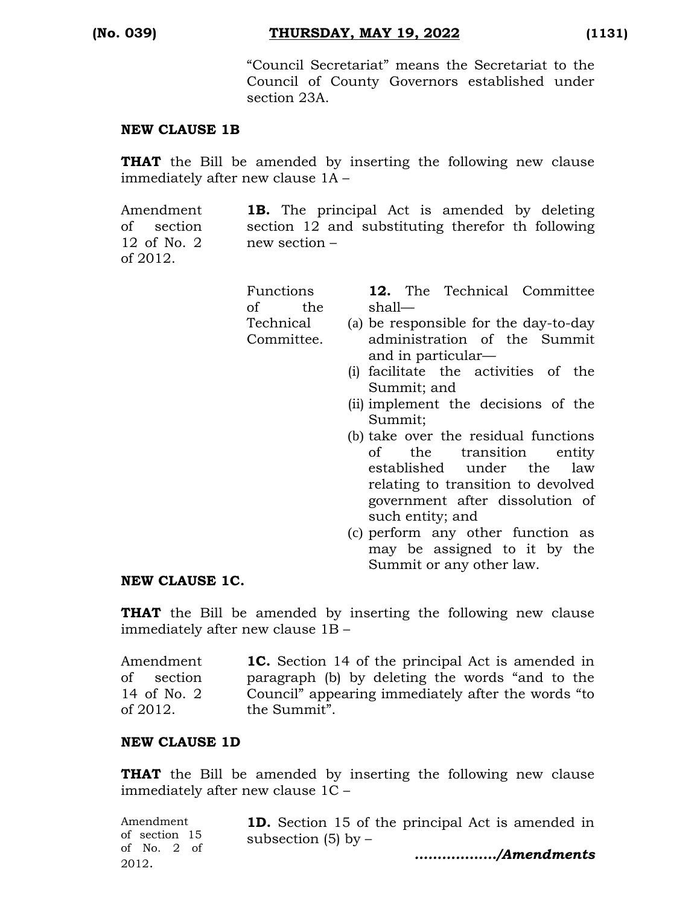"Council Secretariat" means the Secretariat to the Council of County Governors established under section 23A.

**NEW CLAUSE 1B**

**THAT** the Bill be amended by inserting the following new clause immediately after new clause 1A –

Amendment of section 12 of No. 2 of 2012.

**1B.** The principal Act is amended by deleting section 12 and substituting therefor th following new section –

Functions of the Technical Committee.

**12.** The Technical Committee shall—

(a) be responsible for the day-to-day administration of the Summit and in particular—

(i) facilitate the activities of the Summit; and

(ii) implement the decisions of the Summit;

(b) take over the residual functions of the transition entity established under the law relating to transition to devolved government after dissolution of such entity; and

(c) perform any other function as may be assigned to it by the Summit or any other law.

**NEW CLAUSE 1C.**

**THAT** the Bill be amended by inserting the following new clause immediately after new clause 1B –

Amendment of section 14 of No. 2 of 2012.

**1C.** Section 14 of the principal Act is amended in paragraph (b) by deleting the words "and to the Council" appearing immediately after the words "to the Summit".

**NEW CLAUSE 1D**

**THAT** the Bill be amended by inserting the following new clause immediately after new clause 1C –

Amendment of section 15 of No. 2 of 2012.

**1D.** Section 15 of the principal Act is amended in subsection (5) by –

***................./Amendments***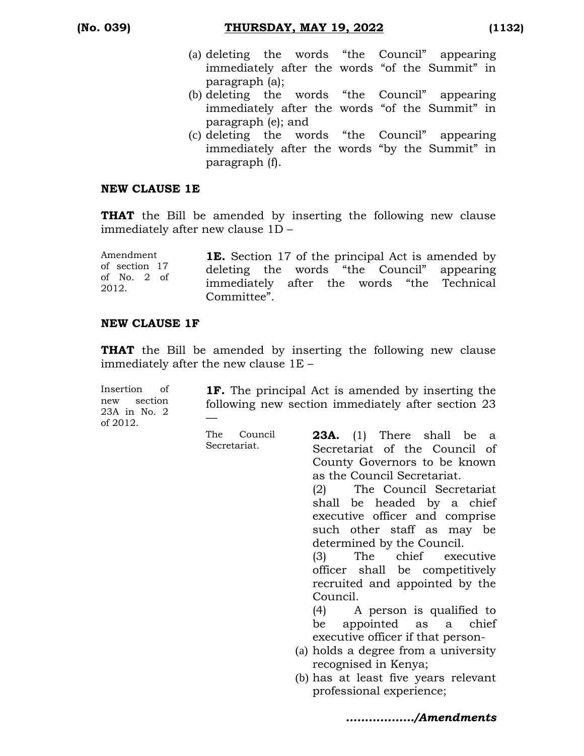(a) deleting the words "the Council" appearing immediately after the words "of the Summit" in paragraph (a);
(b) deleting the words "the Council" appearing immediately after the words "of the Summit" in paragraph (e); and
(c) deleting the words "the Council" appearing immediately after the words "by the Summit" in paragraph (f).

**NEW CLAUSE 1E**

**THAT** the Bill be amended by inserting the following new clause immediately after new clause 1D –

Amendment of section 17 of No. 2 of 2012.

**1E.** Section 17 of the principal Act is amended by deleting the words "the Council" appearing immediately after the words "the Technical Committee".

**NEW CLAUSE 1F**

**THAT** the Bill be amended by inserting the following new clause immediately after the new clause 1E –

Insertion of new section 23A in No. 2 of 2012.

**1F.** The principal Act is amended by inserting the following new section immediately after section 23 —

The Council Secretariat.

**23A.** (1) There shall be a Secretariat of the Council of County Governors to be known as the Council Secretariat.

(2) The Council Secretariat shall be headed by a chief executive officer and comprise such other staff as may be determined by the Council.

(3) The chief executive officer shall be competitively recruited and appointed by the Council.

(4) A person is qualified to be appointed as a chief executive officer if that person-

(a) holds a degree from a university recognised in Kenya;
(b) has at least five years relevant professional experience;

*................./Amendments*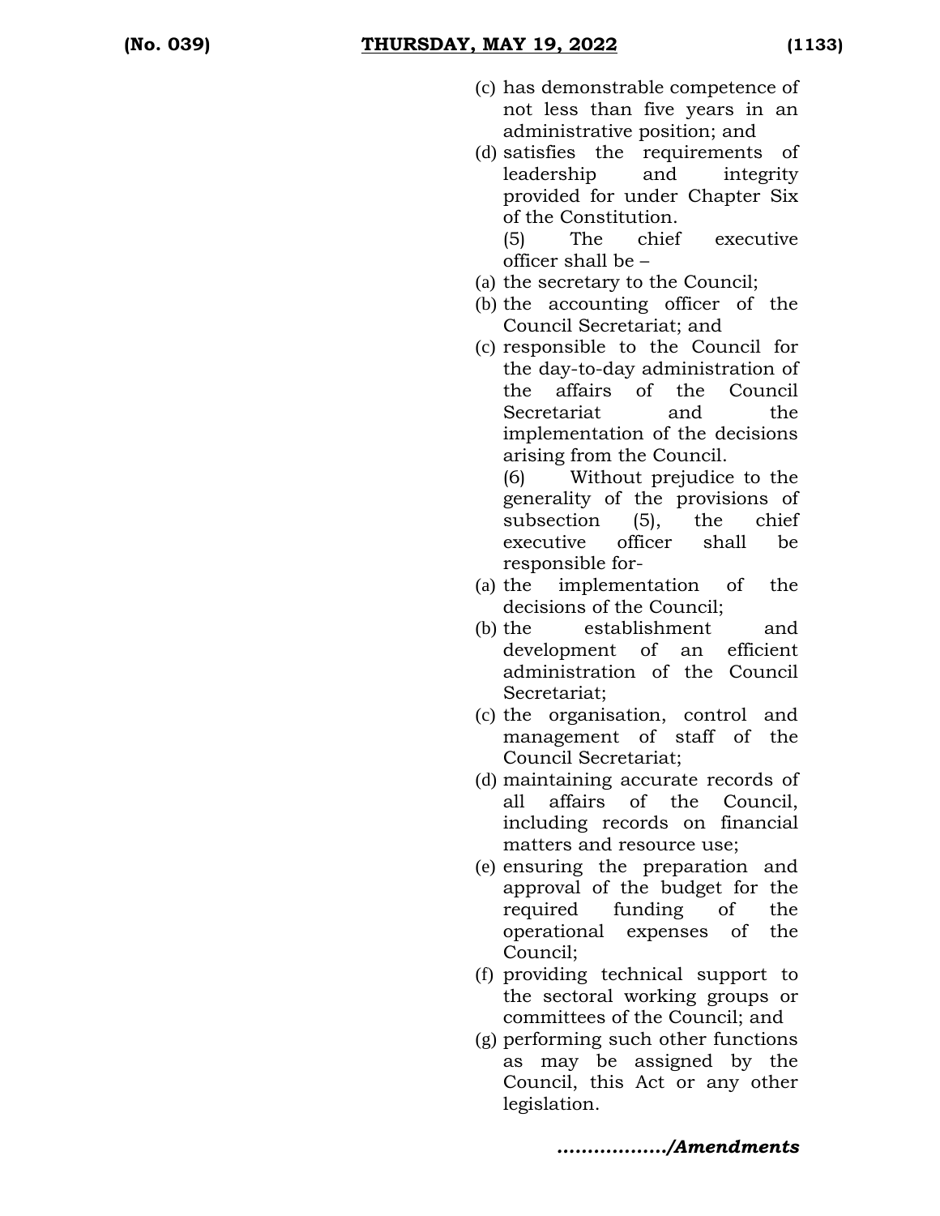(c) has demonstrable competence of not less than five years in an administrative position; and

(d) satisfies the requirements of leadership and integrity provided for under Chapter Six of the Constitution.

(5) The chief executive officer shall be –

(a) the secretary to the Council;

(b) the accounting officer of the Council Secretariat; and

(c) responsible to the Council for the day-to-day administration of the affairs of the Council Secretariat and the implementation of the decisions arising from the Council.

(6) Without prejudice to the generality of the provisions of subsection (5), the chief executive officer shall be responsible for-

(a) the implementation of the decisions of the Council;

(b) the establishment and development of an efficient administration of the Council Secretariat;

(c) the organisation, control and management of staff of the Council Secretariat;

(d) maintaining accurate records of all affairs of the Council, including records on financial matters and resource use;

(e) ensuring the preparation and approval of the budget for the required funding of the operational expenses of the Council;

(f) providing technical support to the sectoral working groups or committees of the Council; and

(g) performing such other functions as may be assigned by the Council, this Act or any other legislation.

*................/Amendments*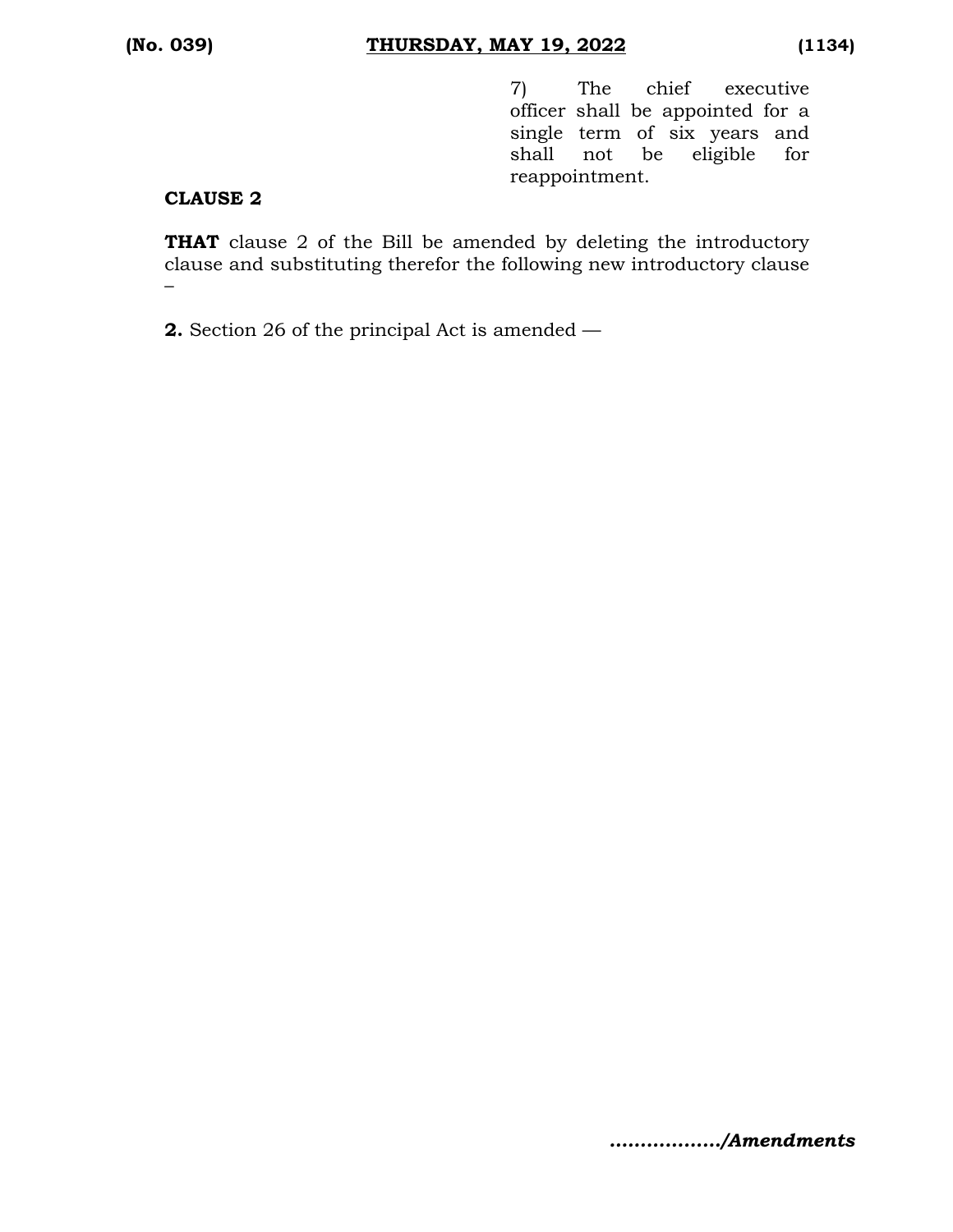7) The chief executive officer shall be appointed for a single term of six years and shall not be eligible for reappointment.

**CLAUSE 2**

**THAT** clause 2 of the Bill be amended by deleting the introductory clause and substituting therefor the following new introductory clause –

**2.** Section 26 of the principal Act is amended —

***................/Amendments***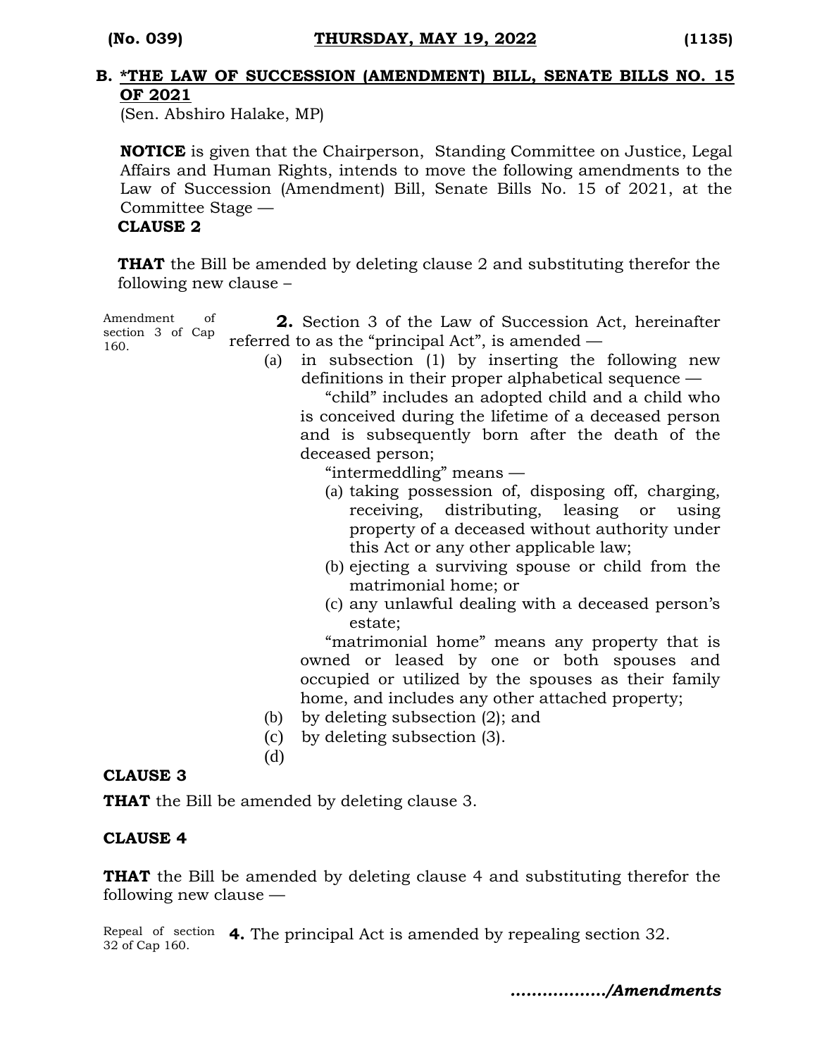**B. *THE LAW OF SUCCESSION (AMENDMENT) BILL, SENATE BILLS NO. 15 OF 2021**

(Sen. Abshiro Halake, MP)

**NOTICE** is given that the Chairperson, Standing Committee on Justice, Legal Affairs and Human Rights, intends to move the following amendments to the Law of Succession (Amendment) Bill, Senate Bills No. 15 of 2021, at the Committee Stage —

**CLAUSE 2**

**THAT** the Bill be amended by deleting clause 2 and substituting therefor the following new clause –

Amendment of section 3 of Cap 160.

**2.** Section 3 of the Law of Succession Act, hereinafter referred to as the "principal Act", is amended —

(a) in subsection (1) by inserting the following new definitions in their proper alphabetical sequence —

"child" includes an adopted child and a child who is conceived during the lifetime of a deceased person and is subsequently born after the death of the deceased person;

"intermeddling" means —

(a) taking possession of, disposing off, charging, receiving, distributing, leasing or using property of a deceased without authority under this Act or any other applicable law;

(b) ejecting a surviving spouse or child from the matrimonial home; or

(c) any unlawful dealing with a deceased person's estate;

"matrimonial home" means any property that is owned or leased by one or both spouses and occupied or utilized by the spouses as their family home, and includes any other attached property;

(b) by deleting subsection (2); and

(c) by deleting subsection (3).

(d)

**CLAUSE 3**

**THAT** the Bill be amended by deleting clause 3.

**CLAUSE 4**

**THAT** the Bill be amended by deleting clause 4 and substituting therefor the following new clause —

Repeal of section 32 of Cap 160.

**4.** The principal Act is amended by repealing section 32.

***................../Amendments***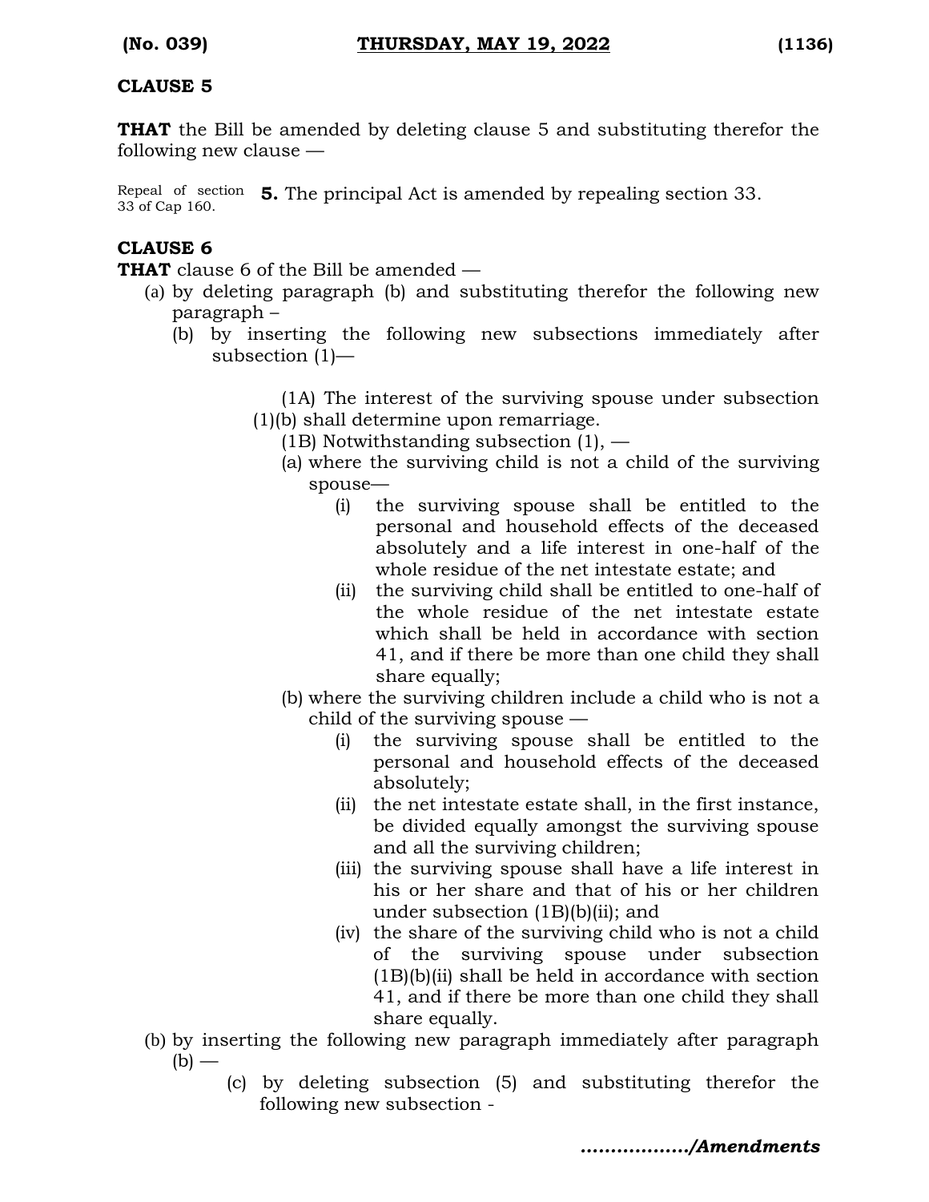**CLAUSE 5**

**THAT** the Bill be amended by deleting clause 5 and substituting therefor the following new clause —

Repeal of section 33 of Cap 160.

**5.** The principal Act is amended by repealing section 33.

**CLAUSE 6**

**THAT** clause 6 of the Bill be amended —

(a) by deleting paragraph (b) and substituting therefor the following new paragraph –

(b) by inserting the following new subsections immediately after subsection (1)—

(1A) The interest of the surviving spouse under subsection (1)(b) shall determine upon remarriage.

(1B) Notwithstanding subsection (1), —

(a) where the surviving child is not a child of the surviving spouse—

(i) the surviving spouse shall be entitled to the personal and household effects of the deceased absolutely and a life interest in one-half of the whole residue of the net intestate estate; and

(ii) the surviving child shall be entitled to one-half of the whole residue of the net intestate estate which shall be held in accordance with section 41, and if there be more than one child they shall share equally;

(b) where the surviving children include a child who is not a child of the surviving spouse —

(i) the surviving spouse shall be entitled to the personal and household effects of the deceased absolutely;

(ii) the net intestate estate shall, in the first instance, be divided equally amongst the surviving spouse and all the surviving children;

(iii) the surviving spouse shall have a life interest in his or her share and that of his or her children under subsection (1B)(b)(ii); and

(iv) the share of the surviving child who is not a child of the surviving spouse under subsection (1B)(b)(ii) shall be held in accordance with section 41, and if there be more than one child they shall share equally.

(b) by inserting the following new paragraph immediately after paragraph (b) —

(c) by deleting subsection (5) and substituting therefor the following new subsection -

*................./Amendments*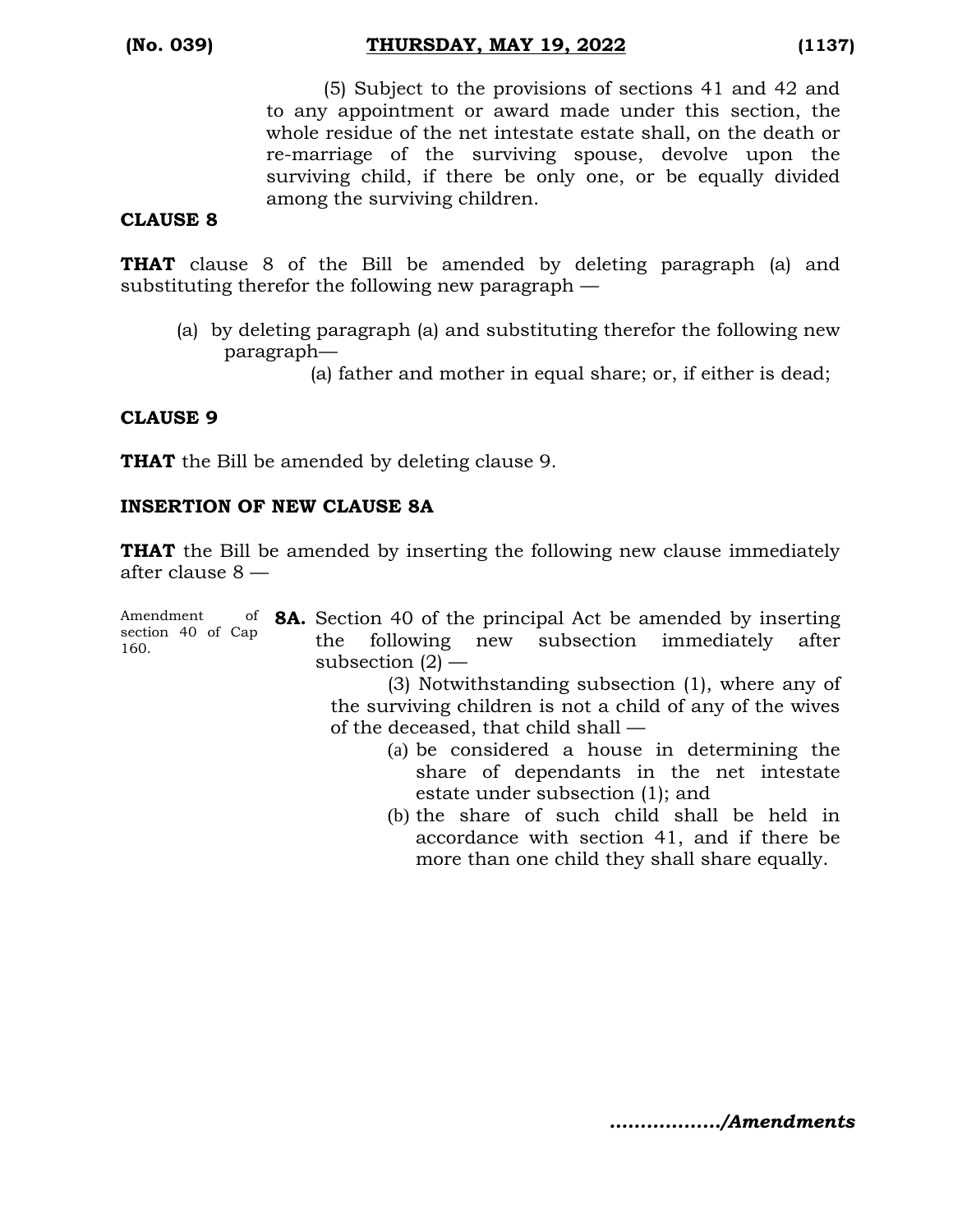(5) Subject to the provisions of sections 41 and 42 and to any appointment or award made under this section, the whole residue of the net intestate estate shall, on the death or re-marriage of the surviving spouse, devolve upon the surviving child, if there be only one, or be equally divided among the surviving children.

**CLAUSE 8**

**THAT** clause 8 of the Bill be amended by deleting paragraph (a) and substituting therefor the following new paragraph —

(a) by deleting paragraph (a) and substituting therefor the following new paragraph—

(a) father and mother in equal share; or, if either is dead;

**CLAUSE 9**

**THAT** the Bill be amended by deleting clause 9.

**INSERTION OF NEW CLAUSE 8A**

**THAT** the Bill be amended by inserting the following new clause immediately after clause 8 —

Amendment of section 40 of Cap 160.

**8A.** Section 40 of the principal Act be amended by inserting the following new subsection immediately after subsection (2) —

(3) Notwithstanding subsection (1), where any of the surviving children is not a child of any of the wives of the deceased, that child shall —

(a) be considered a house in determining the share of dependants in the net intestate estate under subsection (1); and

(b) the share of such child shall be held in accordance with section 41, and if there be more than one child they shall share equally.

*................./Amendments*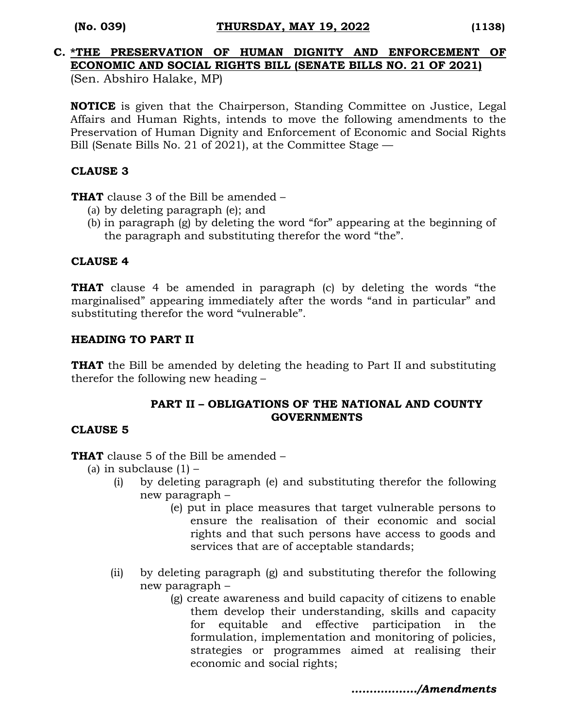## C. *THE PRESERVATION OF HUMAN DIGNITY AND ENFORCEMENT OF ECONOMIC AND SOCIAL RIGHTS BILL (SENATE BILLS NO. 21 OF 2021)

(Sen. Abshiro Halake, MP)

**NOTICE** is given that the Chairperson, Standing Committee on Justice, Legal Affairs and Human Rights, intends to move the following amendments to the Preservation of Human Dignity and Enforcement of Economic and Social Rights Bill (Senate Bills No. 21 of 2021), at the Committee Stage —

**CLAUSE 3**

**THAT** clause 3 of the Bill be amended –

(a) by deleting paragraph (e); and
(b) in paragraph (g) by deleting the word "for" appearing at the beginning of the paragraph and substituting therefor the word "the".

**CLAUSE 4**

**THAT** clause 4 be amended in paragraph (c) by deleting the words "the marginalised" appearing immediately after the words "and in particular" and substituting therefor the word "vulnerable".

**HEADING TO PART II**

**THAT** the Bill be amended by deleting the heading to Part II and substituting therefor the following new heading –

**PART II – OBLIGATIONS OF THE NATIONAL AND COUNTY GOVERNMENTS**

**CLAUSE 5**

**THAT** clause 5 of the Bill be amended –

(a) in subclause (1) –

(i) by deleting paragraph (e) and substituting therefor the following new paragraph –

(e) put in place measures that target vulnerable persons to ensure the realisation of their economic and social rights and that such persons have access to goods and services that are of acceptable standards;

(ii) by deleting paragraph (g) and substituting therefor the following new paragraph –

(g) create awareness and build capacity of citizens to enable them develop their understanding, skills and capacity for equitable and effective participation in the formulation, implementation and monitoring of policies, strategies or programmes aimed at realising their economic and social rights;

*................./Amendments*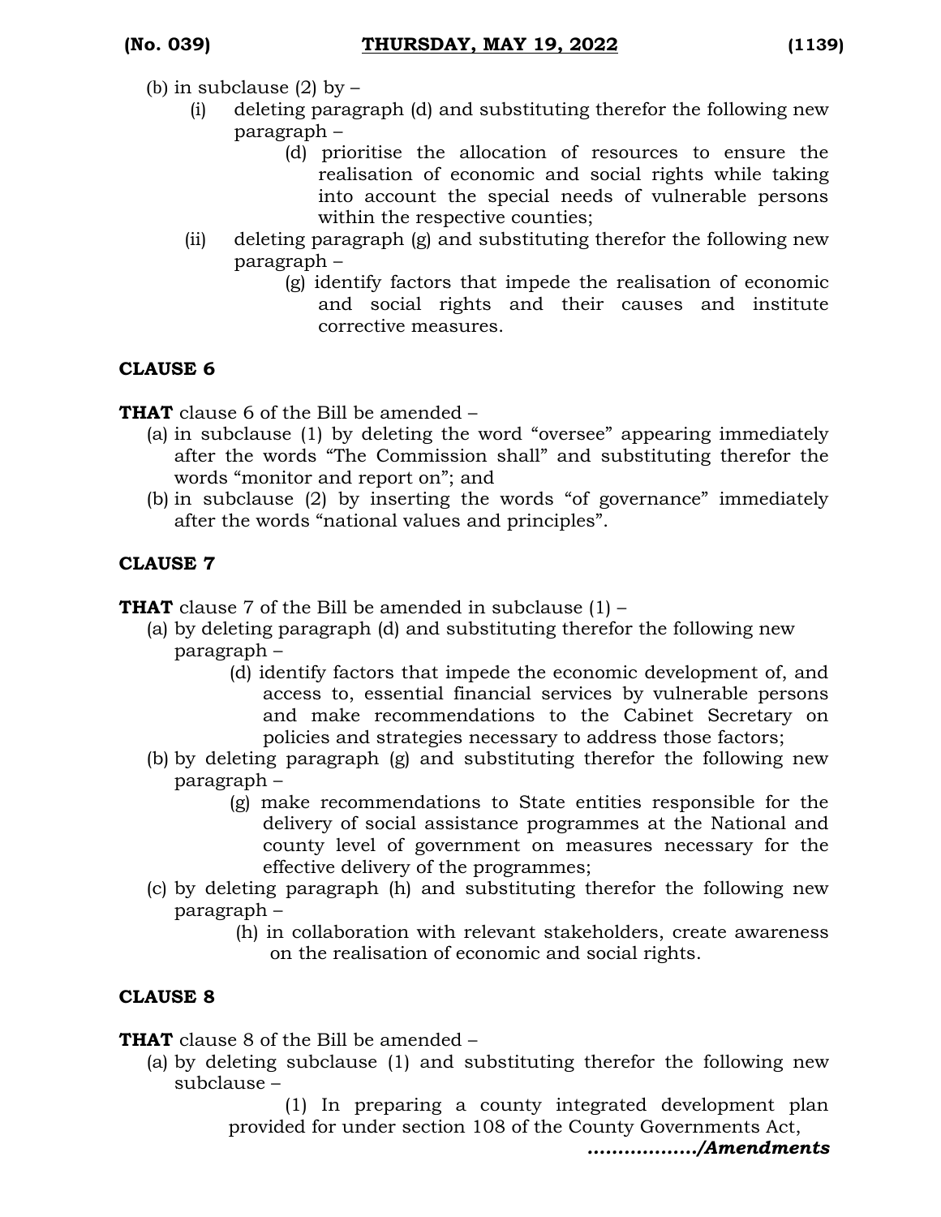(b) in subclause (2) by –

(i) deleting paragraph (d) and substituting therefor the following new paragraph –

> (d) prioritise the allocation of resources to ensure the realisation of economic and social rights while taking into account the special needs of vulnerable persons within the respective counties;

(ii) deleting paragraph (g) and substituting therefor the following new paragraph –

> (g) identify factors that impede the realisation of economic and social rights and their causes and institute corrective measures.

**CLAUSE 6**

**THAT** clause 6 of the Bill be amended –

(a) in subclause (1) by deleting the word "oversee" appearing immediately after the words "The Commission shall" and substituting therefor the words "monitor and report on"; and

(b) in subclause (2) by inserting the words "of governance" immediately after the words "national values and principles".

**CLAUSE 7**

**THAT** clause 7 of the Bill be amended in subclause (1) –

(a) by deleting paragraph (d) and substituting therefor the following new paragraph –

> (d) identify factors that impede the economic development of, and access to, essential financial services by vulnerable persons and make recommendations to the Cabinet Secretary on policies and strategies necessary to address those factors;

(b) by deleting paragraph (g) and substituting therefor the following new paragraph –

> (g) make recommendations to State entities responsible for the delivery of social assistance programmes at the National and county level of government on measures necessary for the effective delivery of the programmes;

(c) by deleting paragraph (h) and substituting therefor the following new paragraph –

> (h) in collaboration with relevant stakeholders, create awareness on the realisation of economic and social rights.

**CLAUSE 8**

**THAT** clause 8 of the Bill be amended –

(a) by deleting subclause (1) and substituting therefor the following new subclause –

> (1) In preparing a county integrated development plan provided for under section 108 of the County Governments Act,

***................./Amendments***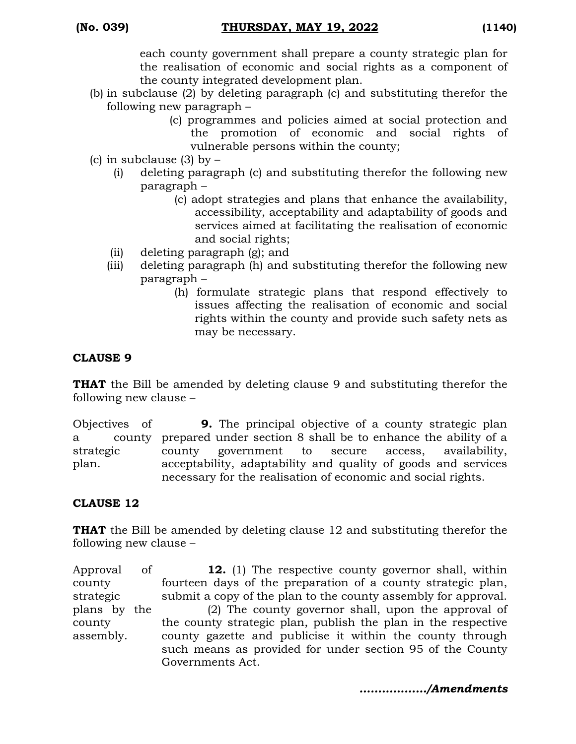each county government shall prepare a county strategic plan for the realisation of economic and social rights as a component of the county integrated development plan.

(b) in subclause (2) by deleting paragraph (c) and substituting therefor the following new paragraph –

> (c) programmes and policies aimed at social protection and the promotion of economic and social rights of vulnerable persons within the county;

(c) in subclause (3) by –

(i) deleting paragraph (c) and substituting therefor the following new paragraph –

> (c) adopt strategies and plans that enhance the availability, accessibility, acceptability and adaptability of goods and services aimed at facilitating the realisation of economic and social rights;

(ii) deleting paragraph (g); and

(iii) deleting paragraph (h) and substituting therefor the following new paragraph –

> (h) formulate strategic plans that respond effectively to issues affecting the realisation of economic and social rights within the county and provide such safety nets as may be necessary.

**CLAUSE 9**

**THAT** the Bill be amended by deleting clause 9 and substituting therefor the following new clause –

Objectives of a county strategic plan.

**9.** The principal objective of a county strategic plan prepared under section 8 shall be to enhance the ability of a county government to secure access, availability, acceptability, adaptability and quality of goods and services necessary for the realisation of economic and social rights.

**CLAUSE 12**

**THAT** the Bill be amended by deleting clause 12 and substituting therefor the following new clause –

Approval of county strategic plans by the county assembly.

**12.** (1) The respective county governor shall, within fourteen days of the preparation of a county strategic plan, submit a copy of the plan to the county assembly for approval.

(2) The county governor shall, upon the approval of the county strategic plan, publish the plan in the respective county gazette and publicise it within the county through such means as provided for under section 95 of the County Governments Act.

***................./Amendments***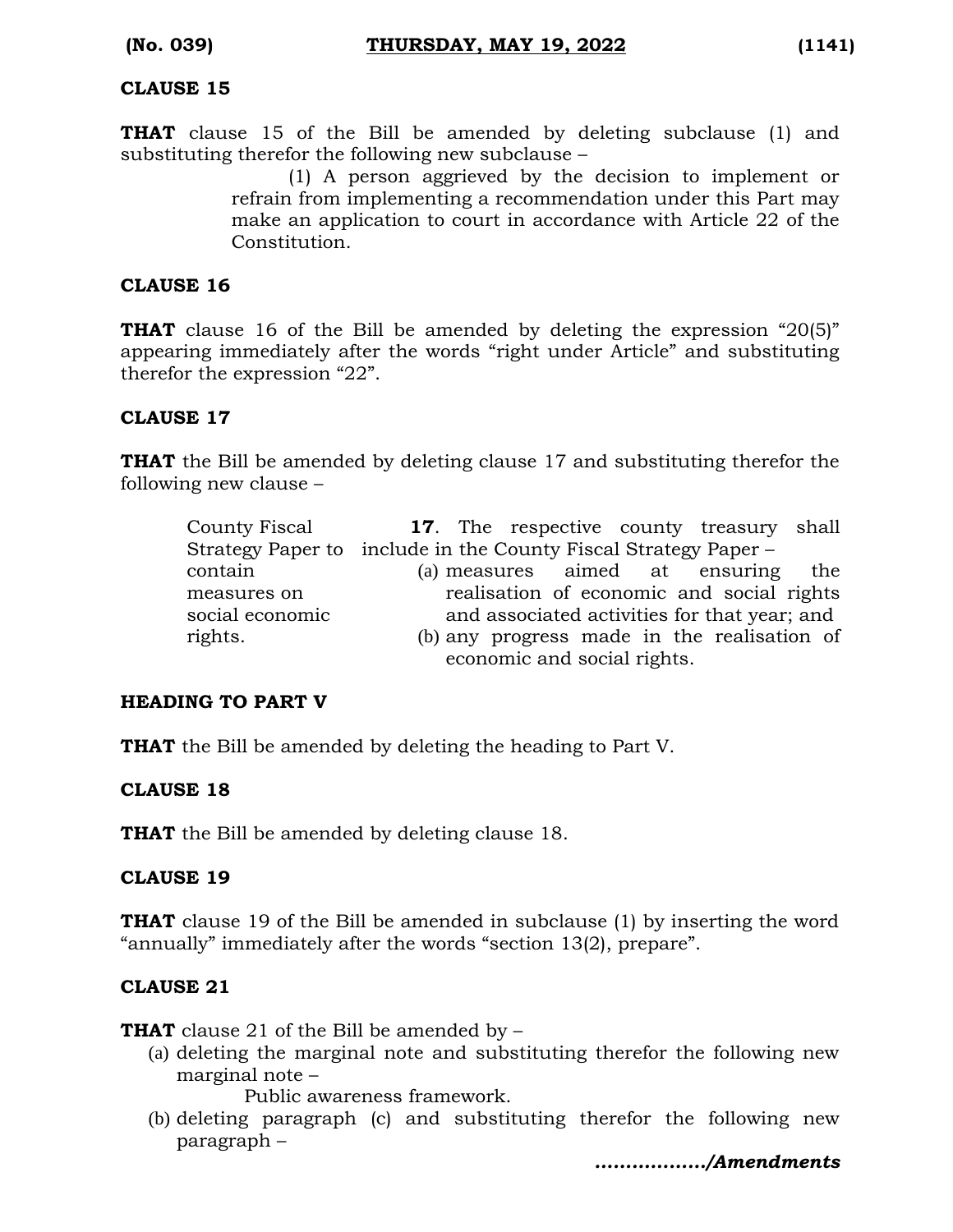**CLAUSE 15**

**THAT** clause 15 of the Bill be amended by deleting subclause (1) and substituting therefor the following new subclause –

> (1) A person aggrieved by the decision to implement or refrain from implementing a recommendation under this Part may make an application to court in accordance with Article 22 of the Constitution.

**CLAUSE 16**

**THAT** clause 16 of the Bill be amended by deleting the expression "20(5)" appearing immediately after the words "right under Article" and substituting therefor the expression "22".

**CLAUSE 17**

**THAT** the Bill be amended by deleting clause 17 and substituting therefor the following new clause –

County Fiscal Strategy Paper to contain measures on social economic rights.

> **17**. The respective county treasury shall include in the County Fiscal Strategy Paper –
>
> (a) measures aimed at ensuring the realisation of economic and social rights and associated activities for that year; and
>
> (b) any progress made in the realisation of economic and social rights.

**HEADING TO PART V**

**THAT** the Bill be amended by deleting the heading to Part V.

**CLAUSE 18**

**THAT** the Bill be amended by deleting clause 18.

**CLAUSE 19**

**THAT** clause 19 of the Bill be amended in subclause (1) by inserting the word "annually" immediately after the words "section 13(2), prepare".

**CLAUSE 21**

**THAT** clause 21 of the Bill be amended by –

(a) deleting the marginal note and substituting therefor the following new marginal note –

> Public awareness framework.

(b) deleting paragraph (c) and substituting therefor the following new paragraph –

***................./Amendments***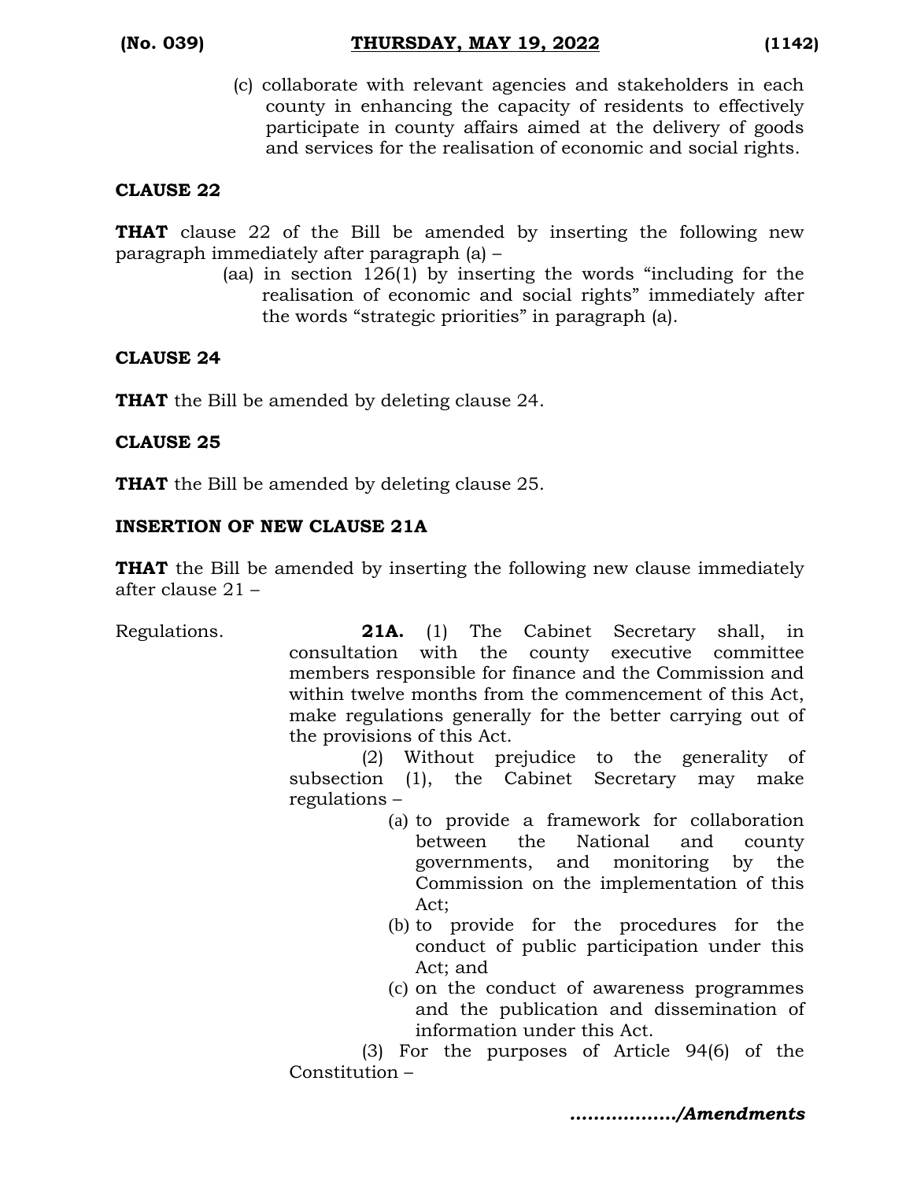(c) collaborate with relevant agencies and stakeholders in each county in enhancing the capacity of residents to effectively participate in county affairs aimed at the delivery of goods and services for the realisation of economic and social rights.

**CLAUSE 22**

**THAT** clause 22 of the Bill be amended by inserting the following new paragraph immediately after paragraph (a) –

(aa) in section 126(1) by inserting the words "including for the realisation of economic and social rights" immediately after the words "strategic priorities" in paragraph (a).

**CLAUSE 24**

**THAT** the Bill be amended by deleting clause 24.

**CLAUSE 25**

**THAT** the Bill be amended by deleting clause 25.

**INSERTION OF NEW CLAUSE 21A**

**THAT** the Bill be amended by inserting the following new clause immediately after clause 21 –

Regulations.

**21A.** (1) The Cabinet Secretary shall, in consultation with the county executive committee members responsible for finance and the Commission and within twelve months from the commencement of this Act, make regulations generally for the better carrying out of the provisions of this Act.

(2) Without prejudice to the generality of subsection (1), the Cabinet Secretary may make regulations –

(a) to provide a framework for collaboration between the National and county governments, and monitoring by the Commission on the implementation of this Act;

(b) to provide for the procedures for the conduct of public participation under this Act; and

(c) on the conduct of awareness programmes and the publication and dissemination of information under this Act.

(3) For the purposes of Article 94(6) of the Constitution –

*................./Amendments*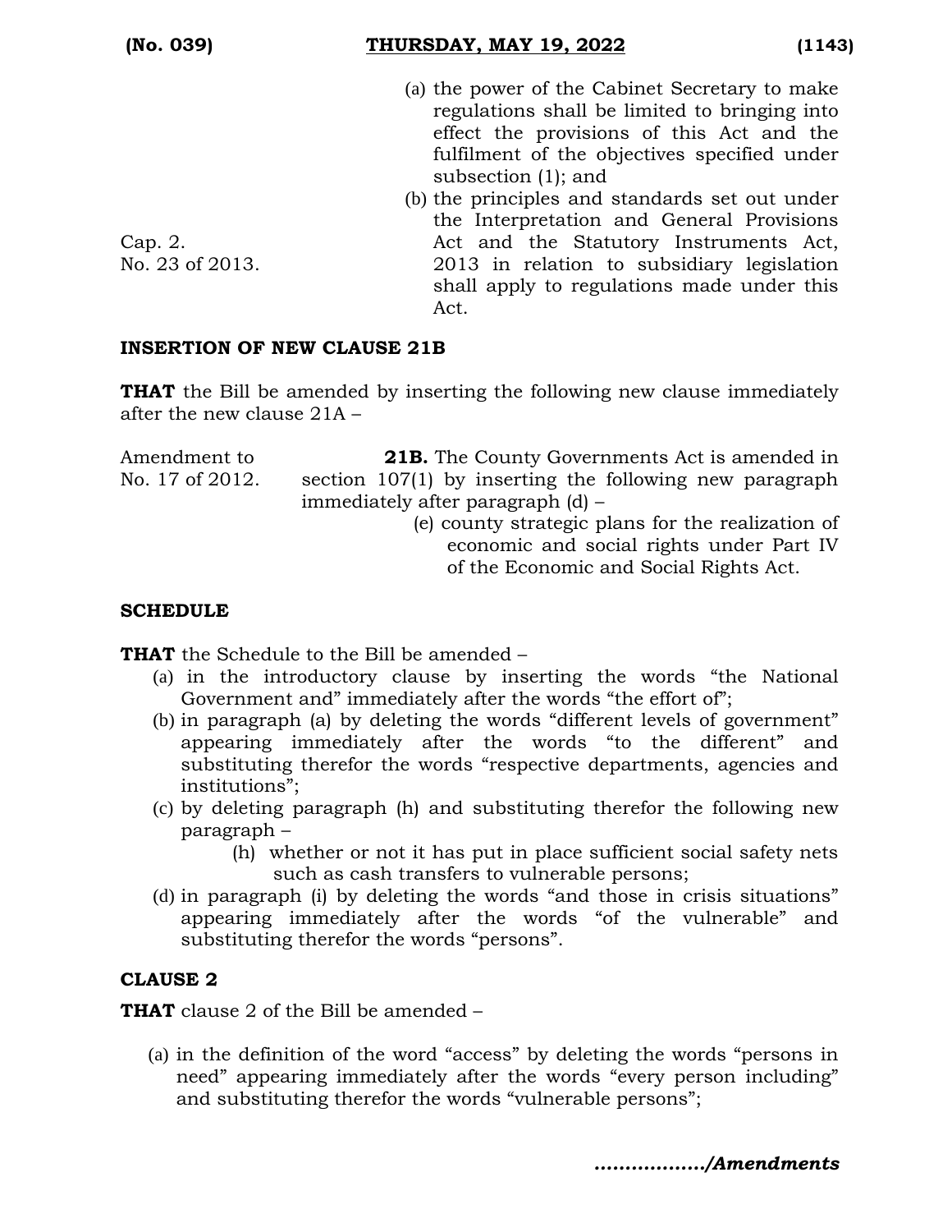(a) the power of the Cabinet Secretary to make regulations shall be limited to bringing into effect the provisions of this Act and the fulfilment of the objectives specified under subsection (1); and

Cap. 2.
No. 23 of 2013.

(b) the principles and standards set out under the Interpretation and General Provisions Act and the Statutory Instruments Act, 2013 in relation to subsidiary legislation shall apply to regulations made under this Act.

**INSERTION OF NEW CLAUSE 21B**

**THAT** the Bill be amended by inserting the following new clause immediately after the new clause 21A –

Amendment to No. 17 of 2012.

**21B.** The County Governments Act is amended in section 107(1) by inserting the following new paragraph immediately after paragraph (d) –

(e) county strategic plans for the realization of economic and social rights under Part IV of the Economic and Social Rights Act.

**SCHEDULE**

**THAT** the Schedule to the Bill be amended –

(a) in the introductory clause by inserting the words "the National Government and" immediately after the words "the effort of";

(b) in paragraph (a) by deleting the words "different levels of government" appearing immediately after the words "to the different" and substituting therefor the words "respective departments, agencies and institutions";

(c) by deleting paragraph (h) and substituting therefor the following new paragraph –

(h) whether or not it has put in place sufficient social safety nets such as cash transfers to vulnerable persons;

(d) in paragraph (i) by deleting the words "and those in crisis situations" appearing immediately after the words "of the vulnerable" and substituting therefor the words "persons".

**CLAUSE 2**

**THAT** clause 2 of the Bill be amended –

(a) in the definition of the word "access" by deleting the words "persons in need" appearing immediately after the words "every person including" and substituting therefor the words "vulnerable persons";

*................./Amendments*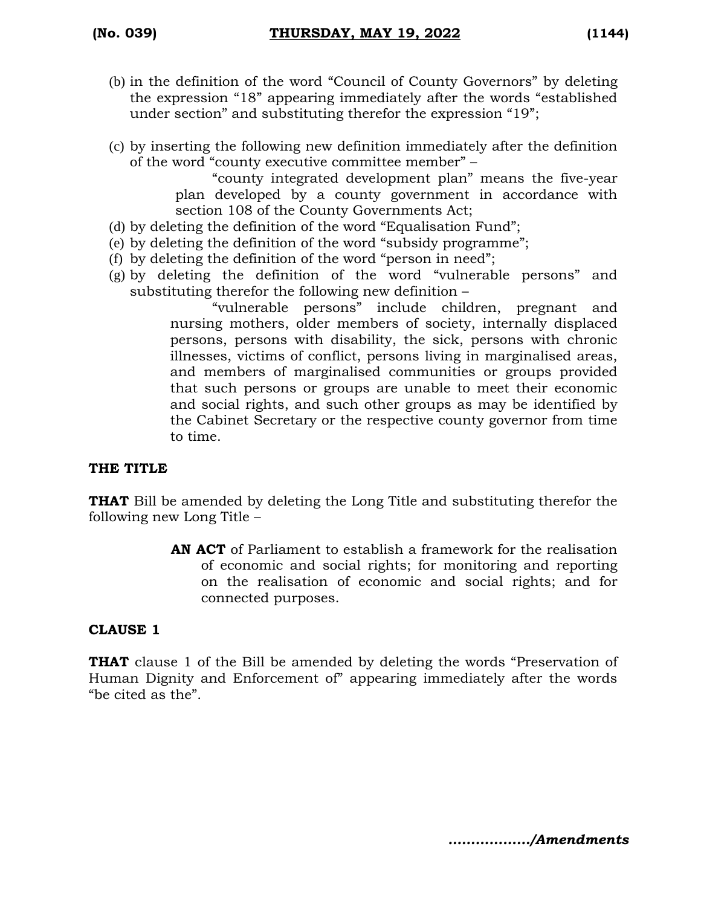(b) in the definition of the word "Council of County Governors" by deleting the expression "18" appearing immediately after the words "established under section" and substituting therefor the expression "19";

(c) by inserting the following new definition immediately after the definition of the word "county executive committee member" –

> "county integrated development plan" means the five-year plan developed by a county government in accordance with section 108 of the County Governments Act;

(d) by deleting the definition of the word "Equalisation Fund";

(e) by deleting the definition of the word "subsidy programme";

(f) by deleting the definition of the word "person in need";

(g) by deleting the definition of the word "vulnerable persons" and substituting therefor the following new definition –

> "vulnerable persons" include children, pregnant and nursing mothers, older members of society, internally displaced persons, persons with disability, the sick, persons with chronic illnesses, victims of conflict, persons living in marginalised areas, and members of marginalised communities or groups provided that such persons or groups are unable to meet their economic and social rights, and such other groups as may be identified by the Cabinet Secretary or the respective county governor from time to time.

**THE TITLE**

**THAT** Bill be amended by deleting the Long Title and substituting therefor the following new Long Title –

> **AN ACT** of Parliament to establish a framework for the realisation of economic and social rights; for monitoring and reporting on the realisation of economic and social rights; and for connected purposes.

**CLAUSE 1**

**THAT** clause 1 of the Bill be amended by deleting the words "Preservation of Human Dignity and Enforcement of" appearing immediately after the words "be cited as the".

*................./Amendments*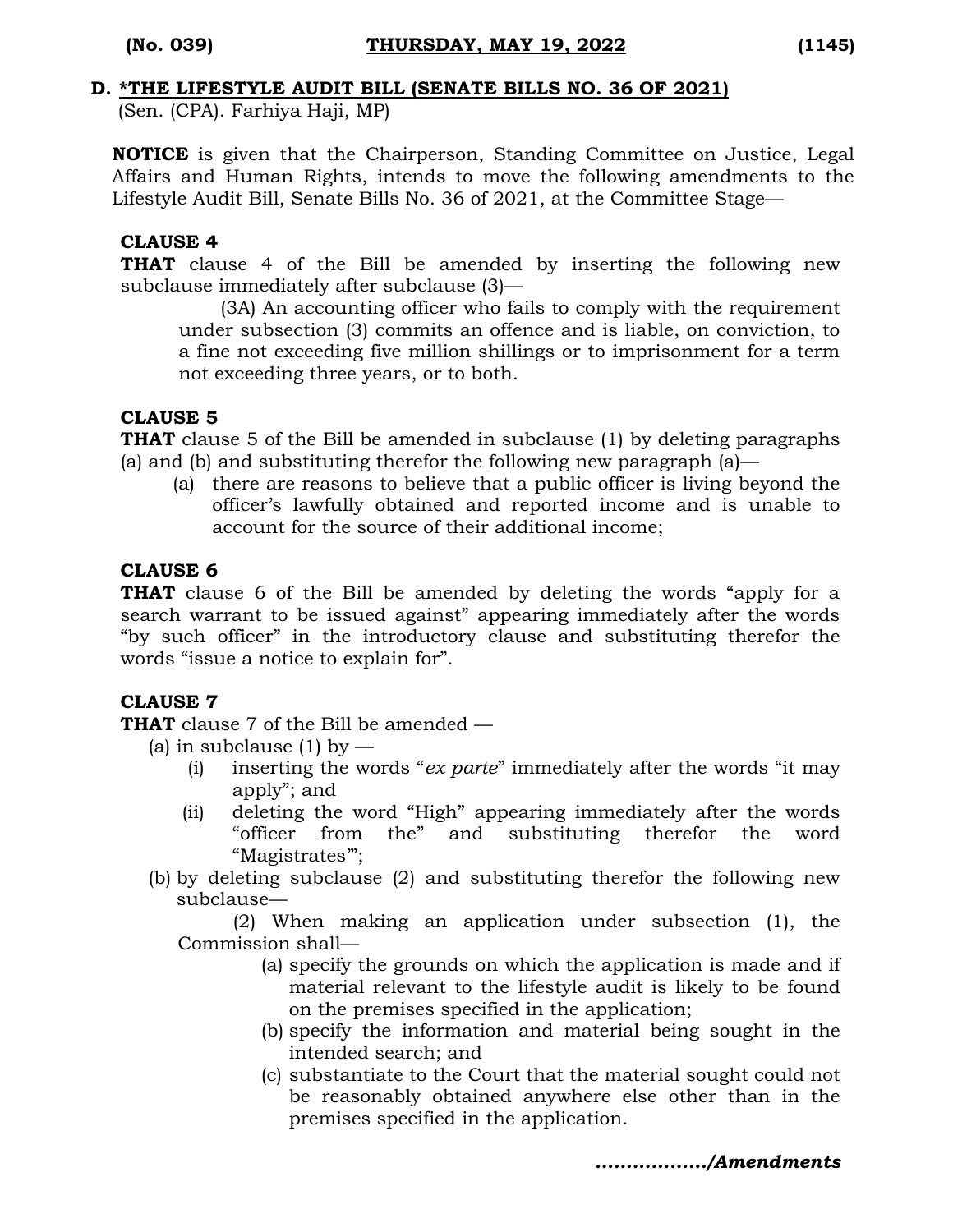### D. *THE LIFESTYLE AUDIT BILL (SENATE BILLS NO. 36 OF 2021)

(Sen. (CPA). Farhiya Haji, MP)

**NOTICE** is given that the Chairperson, Standing Committee on Justice, Legal Affairs and Human Rights, intends to move the following amendments to the Lifestyle Audit Bill, Senate Bills No. 36 of 2021, at the Committee Stage—

**CLAUSE 4**

**THAT** clause 4 of the Bill be amended by inserting the following new subclause immediately after subclause (3)—

> (3A) An accounting officer who fails to comply with the requirement under subsection (3) commits an offence and is liable, on conviction, to a fine not exceeding five million shillings or to imprisonment for a term not exceeding three years, or to both.

**CLAUSE 5**

**THAT** clause 5 of the Bill be amended in subclause (1) by deleting paragraphs (a) and (b) and substituting therefor the following new paragraph (a)—

> (a) there are reasons to believe that a public officer is living beyond the officer's lawfully obtained and reported income and is unable to account for the source of their additional income;

**CLAUSE 6**

**THAT** clause 6 of the Bill be amended by deleting the words "apply for a search warrant to be issued against" appearing immediately after the words "by such officer" in the introductory clause and substituting therefor the words "issue a notice to explain for".

**CLAUSE 7**

**THAT** clause 7 of the Bill be amended —

(a) in subclause (1) by —

   (i) inserting the words "*ex parte*" immediately after the words "it may apply"; and

   (ii) deleting the word "High" appearing immediately after the words "officer from the" and substituting therefor the word "Magistrates'";

(b) by deleting subclause (2) and substituting therefor the following new subclause—

> (2) When making an application under subsection (1), the Commission shall—
>
> (a) specify the grounds on which the application is made and if material relevant to the lifestyle audit is likely to be found on the premises specified in the application;
>
> (b) specify the information and material being sought in the intended search; and
>
> (c) substantiate to the Court that the material sought could not be reasonably obtained anywhere else other than in the premises specified in the application.

*................./Amendments*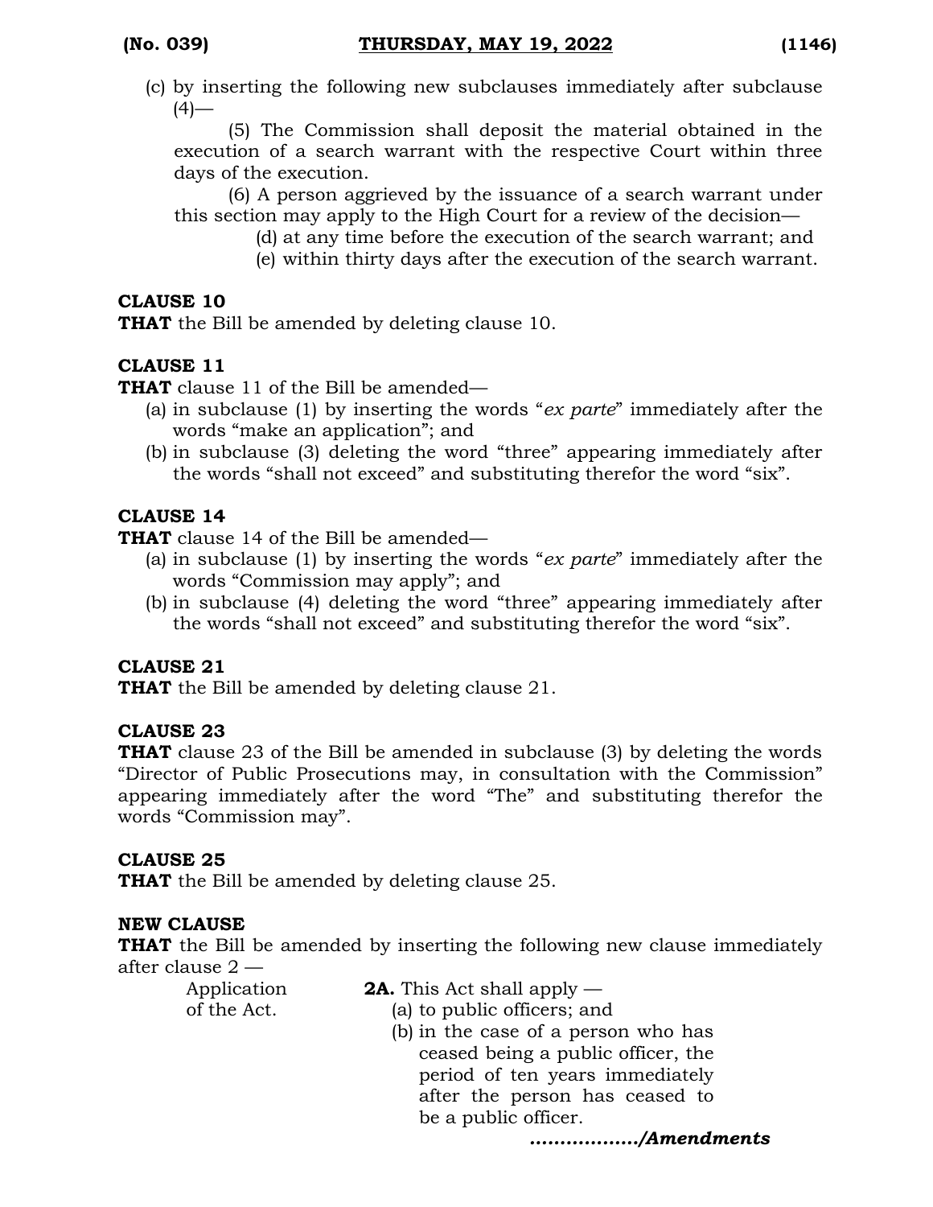(c) by inserting the following new subclauses immediately after subclause (4)—

(5) The Commission shall deposit the material obtained in the execution of a search warrant with the respective Court within three days of the execution.

(6) A person aggrieved by the issuance of a search warrant under this section may apply to the High Court for a review of the decision—

(d) at any time before the execution of the search warrant; and

(e) within thirty days after the execution of the search warrant.

**CLAUSE 10**

**THAT** the Bill be amended by deleting clause 10.

**CLAUSE 11**

**THAT** clause 11 of the Bill be amended—

(a) in subclause (1) by inserting the words "*ex parte*" immediately after the words "make an application"; and

(b) in subclause (3) deleting the word "three" appearing immediately after the words "shall not exceed" and substituting therefor the word "six".

**CLAUSE 14**

**THAT** clause 14 of the Bill be amended—

(a) in subclause (1) by inserting the words "*ex parte*" immediately after the words "Commission may apply"; and

(b) in subclause (4) deleting the word "three" appearing immediately after the words "shall not exceed" and substituting therefor the word "six".

**CLAUSE 21**

**THAT** the Bill be amended by deleting clause 21.

**CLAUSE 23**

**THAT** clause 23 of the Bill be amended in subclause (3) by deleting the words "Director of Public Prosecutions may, in consultation with the Commission" appearing immediately after the word "The" and substituting therefor the words "Commission may".

**CLAUSE 25**

**THAT** the Bill be amended by deleting clause 25.

**NEW CLAUSE**

**THAT** the Bill be amended by inserting the following new clause immediately after clause 2 —

Application of the Act.

**2A.** This Act shall apply —

(a) to public officers; and

(b) in the case of a person who has ceased being a public officer, the period of ten years immediately after the person has ceased to be a public officer.

***................./Amendments***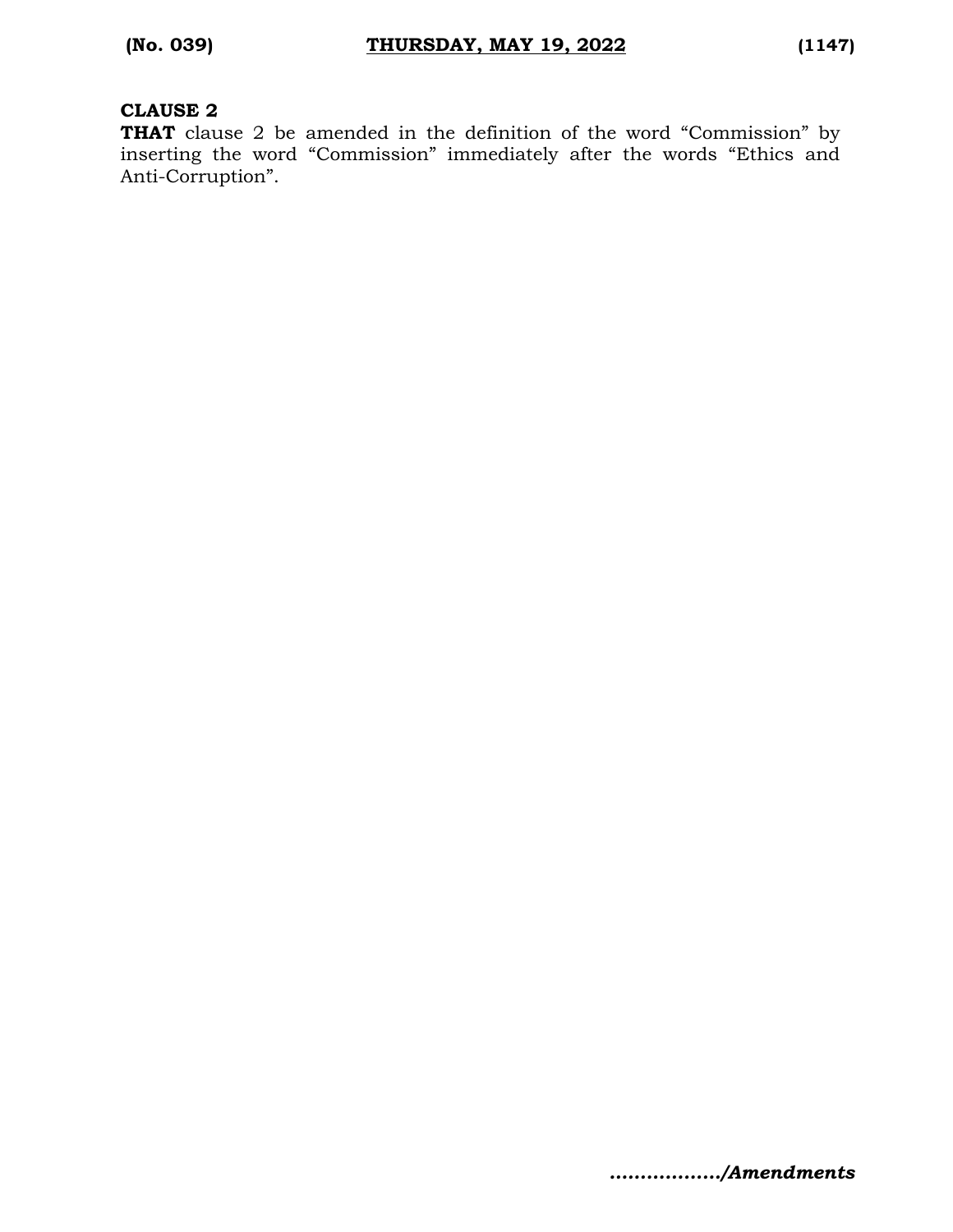**CLAUSE 2**

**THAT** clause 2 be amended in the definition of the word "Commission" by inserting the word "Commission" immediately after the words "Ethics and Anti-Corruption".

***................./Amendments***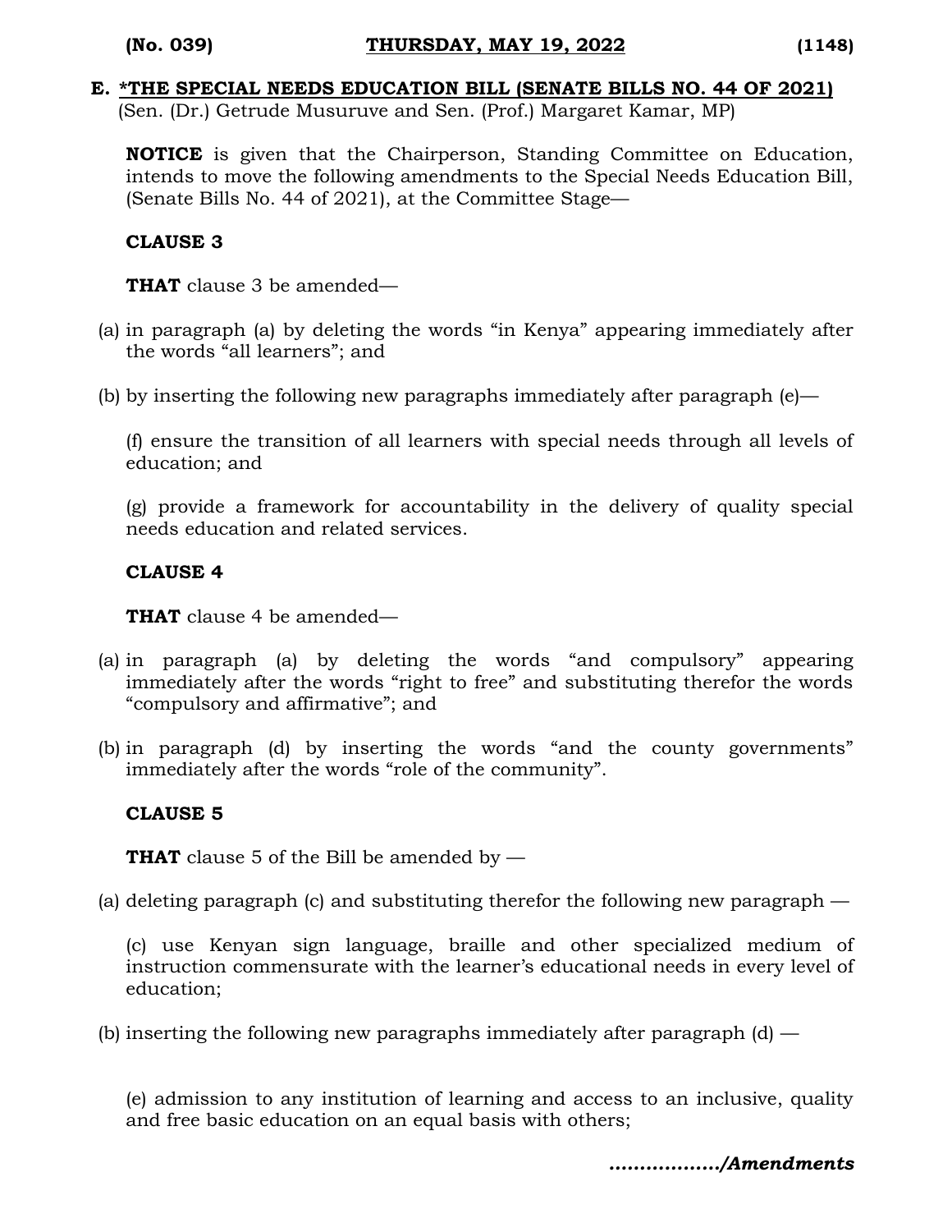**E. *THE SPECIAL NEEDS EDUCATION BILL (SENATE BILLS NO. 44 OF 2021)**
(Sen. (Dr.) Getrude Musuruve and Sen. (Prof.) Margaret Kamar, MP)

**NOTICE** is given that the Chairperson, Standing Committee on Education, intends to move the following amendments to the Special Needs Education Bill, (Senate Bills No. 44 of 2021), at the Committee Stage—

**CLAUSE 3**

**THAT** clause 3 be amended—

(a) in paragraph (a) by deleting the words "in Kenya" appearing immediately after the words "all learners"; and

(b) by inserting the following new paragraphs immediately after paragraph (e)—

(f) ensure the transition of all learners with special needs through all levels of education; and

(g) provide a framework for accountability in the delivery of quality special needs education and related services.

**CLAUSE 4**

**THAT** clause 4 be amended—

(a) in paragraph (a) by deleting the words "and compulsory" appearing immediately after the words "right to free" and substituting therefor the words "compulsory and affirmative"; and

(b) in paragraph (d) by inserting the words "and the county governments" immediately after the words "role of the community".

**CLAUSE 5**

**THAT** clause 5 of the Bill be amended by —

(a) deleting paragraph (c) and substituting therefor the following new paragraph —

(c) use Kenyan sign language, braille and other specialized medium of instruction commensurate with the learner's educational needs in every level of education;

(b) inserting the following new paragraphs immediately after paragraph (d) —

(e) admission to any institution of learning and access to an inclusive, quality and free basic education on an equal basis with others;

*................./Amendments*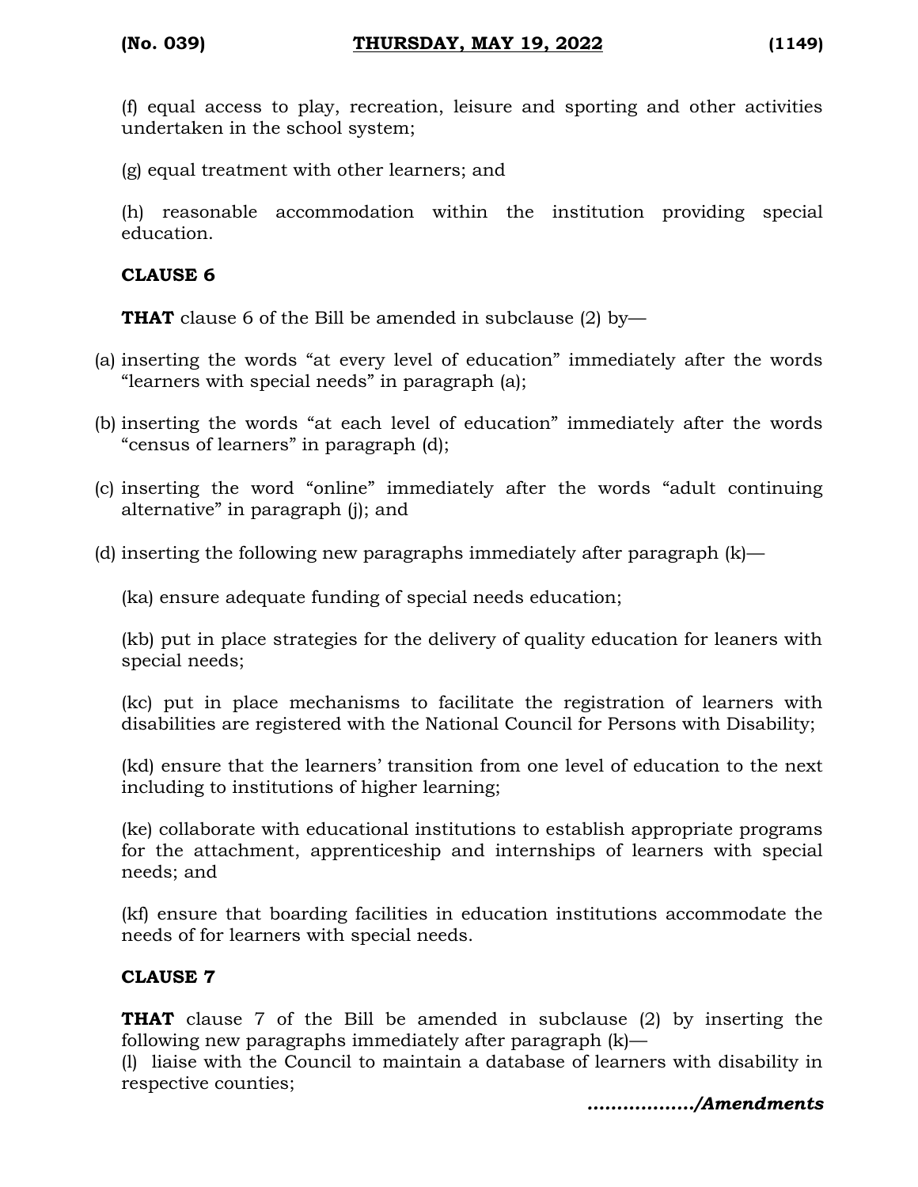(f) equal access to play, recreation, leisure and sporting and other activities undertaken in the school system;

(g) equal treatment with other learners; and

(h) reasonable accommodation within the institution providing special education.

**CLAUSE 6**

**THAT** clause 6 of the Bill be amended in subclause (2) by—

(a) inserting the words "at every level of education" immediately after the words "learners with special needs" in paragraph (a);

(b) inserting the words "at each level of education" immediately after the words "census of learners" in paragraph (d);

(c) inserting the word "online" immediately after the words "adult continuing alternative" in paragraph (j); and

(d) inserting the following new paragraphs immediately after paragraph (k)—

(ka) ensure adequate funding of special needs education;

(kb) put in place strategies for the delivery of quality education for leaners with special needs;

(kc) put in place mechanisms to facilitate the registration of learners with disabilities are registered with the National Council for Persons with Disability;

(kd) ensure that the learners' transition from one level of education to the next including to institutions of higher learning;

(ke) collaborate with educational institutions to establish appropriate programs for the attachment, apprenticeship and internships of learners with special needs; and

(kf) ensure that boarding facilities in education institutions accommodate the needs of for learners with special needs.

**CLAUSE 7**

**THAT** clause 7 of the Bill be amended in subclause (2) by inserting the following new paragraphs immediately after paragraph (k)—

(l) liaise with the Council to maintain a database of learners with disability in respective counties;

***................./Amendments***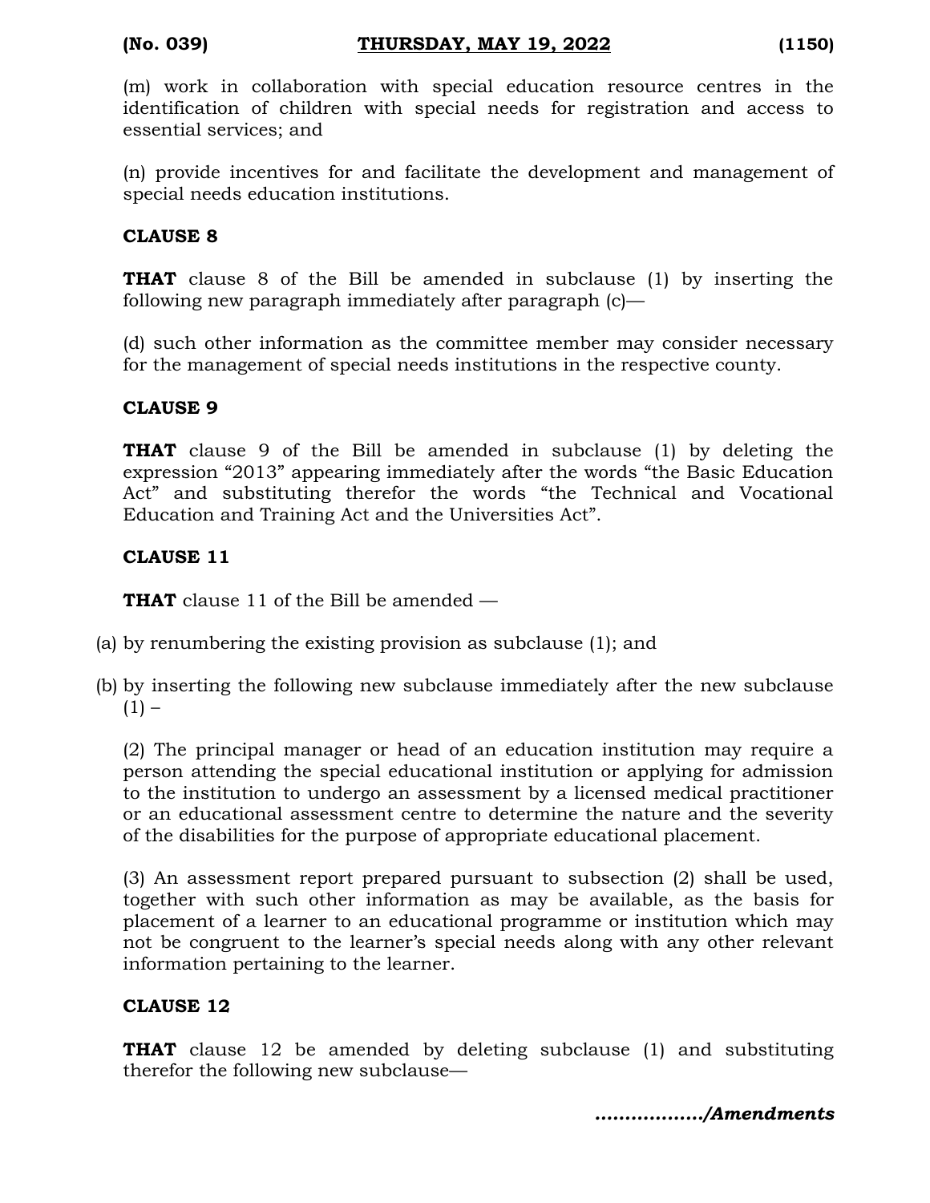(m) work in collaboration with special education resource centres in the identification of children with special needs for registration and access to essential services; and

(n) provide incentives for and facilitate the development and management of special needs education institutions.

**CLAUSE 8**

**THAT** clause 8 of the Bill be amended in subclause (1) by inserting the following new paragraph immediately after paragraph (c)—

(d) such other information as the committee member may consider necessary for the management of special needs institutions in the respective county.

**CLAUSE 9**

**THAT** clause 9 of the Bill be amended in subclause (1) by deleting the expression "2013" appearing immediately after the words "the Basic Education Act" and substituting therefor the words "the Technical and Vocational Education and Training Act and the Universities Act".

**CLAUSE 11**

**THAT** clause 11 of the Bill be amended —

(a) by renumbering the existing provision as subclause (1); and

(b) by inserting the following new subclause immediately after the new subclause (1) –

(2) The principal manager or head of an education institution may require a person attending the special educational institution or applying for admission to the institution to undergo an assessment by a licensed medical practitioner or an educational assessment centre to determine the nature and the severity of the disabilities for the purpose of appropriate educational placement.

(3) An assessment report prepared pursuant to subsection (2) shall be used, together with such other information as may be available, as the basis for placement of a learner to an educational programme or institution which may not be congruent to the learner's special needs along with any other relevant information pertaining to the learner.

**CLAUSE 12**

**THAT** clause 12 be amended by deleting subclause (1) and substituting therefor the following new subclause—

***................./Amendments***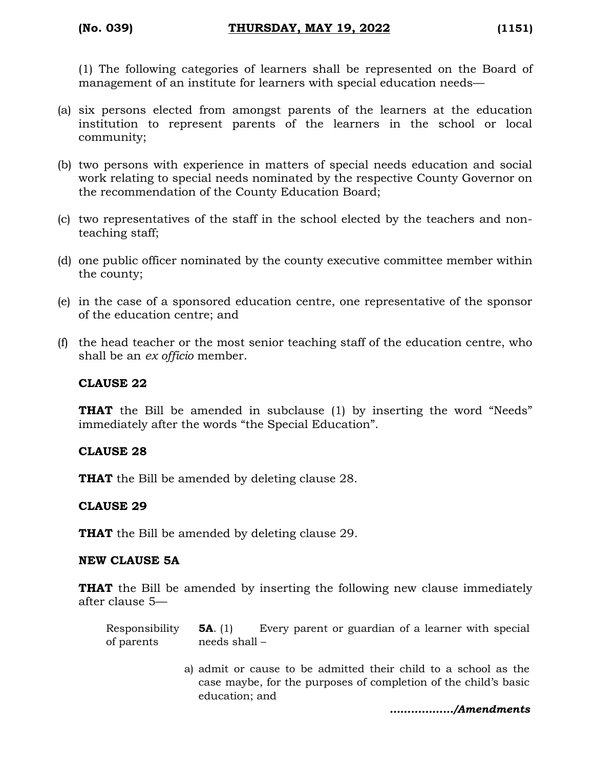(1) The following categories of learners shall be represented on the Board of management of an institute for learners with special education needs—

(a) six persons elected from amongst parents of the learners at the education institution to represent parents of the learners in the school or local community;

(b) two persons with experience in matters of special needs education and social work relating to special needs nominated by the respective County Governor on the recommendation of the County Education Board;

(c) two representatives of the staff in the school elected by the teachers and non-teaching staff;

(d) one public officer nominated by the county executive committee member within the county;

(e) in the case of a sponsored education centre, one representative of the sponsor of the education centre; and

(f) the head teacher or the most senior teaching staff of the education centre, who shall be an *ex officio* member.

**CLAUSE 22**

**THAT** the Bill be amended in subclause (1) by inserting the word "Needs" immediately after the words "the Special Education".

**CLAUSE 28**

**THAT** the Bill be amended by deleting clause 28.

**CLAUSE 29**

**THAT** the Bill be amended by deleting clause 29.

**NEW CLAUSE 5A**

**THAT** the Bill be amended by inserting the following new clause immediately after clause 5—

Responsibility of parents

**5A**. (1) Every parent or guardian of a learner with special needs shall –

a) admit or cause to be admitted their child to a school as the case maybe, for the purposes of completion of the child's basic education; and

***................/Amendments***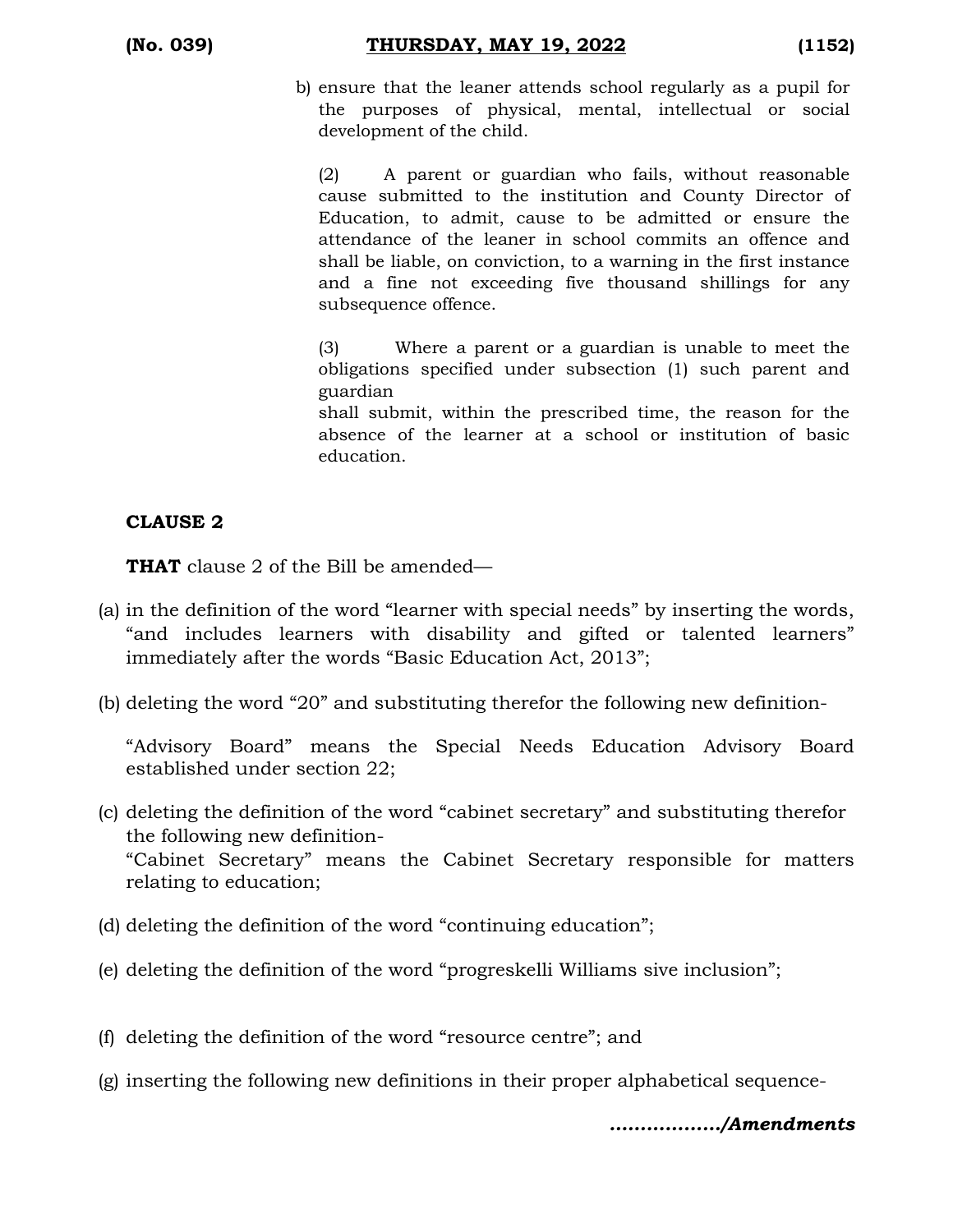b) ensure that the leaner attends school regularly as a pupil for the purposes of physical, mental, intellectual or social development of the child.

(2) A parent or guardian who fails, without reasonable cause submitted to the institution and County Director of Education, to admit, cause to be admitted or ensure the attendance of the leaner in school commits an offence and shall be liable, on conviction, to a warning in the first instance and a fine not exceeding five thousand shillings for any subsequence offence.

(3) Where a parent or a guardian is unable to meet the obligations specified under subsection (1) such parent and guardian
shall submit, within the prescribed time, the reason for the absence of the learner at a school or institution of basic education.

**CLAUSE 2**

**THAT** clause 2 of the Bill be amended—

(a) in the definition of the word "learner with special needs" by inserting the words, "and includes learners with disability and gifted or talented learners" immediately after the words "Basic Education Act, 2013";

(b) deleting the word "20" and substituting therefor the following new definition-

"Advisory Board" means the Special Needs Education Advisory Board established under section 22;

(c) deleting the definition of the word "cabinet secretary" and substituting therefor the following new definition-
"Cabinet Secretary" means the Cabinet Secretary responsible for matters relating to education;

(d) deleting the definition of the word "continuing education";

(e) deleting the definition of the word "progreskelli Williams sive inclusion";

(f) deleting the definition of the word "resource centre"; and

(g) inserting the following new definitions in their proper alphabetical sequence-

***................/Amendments***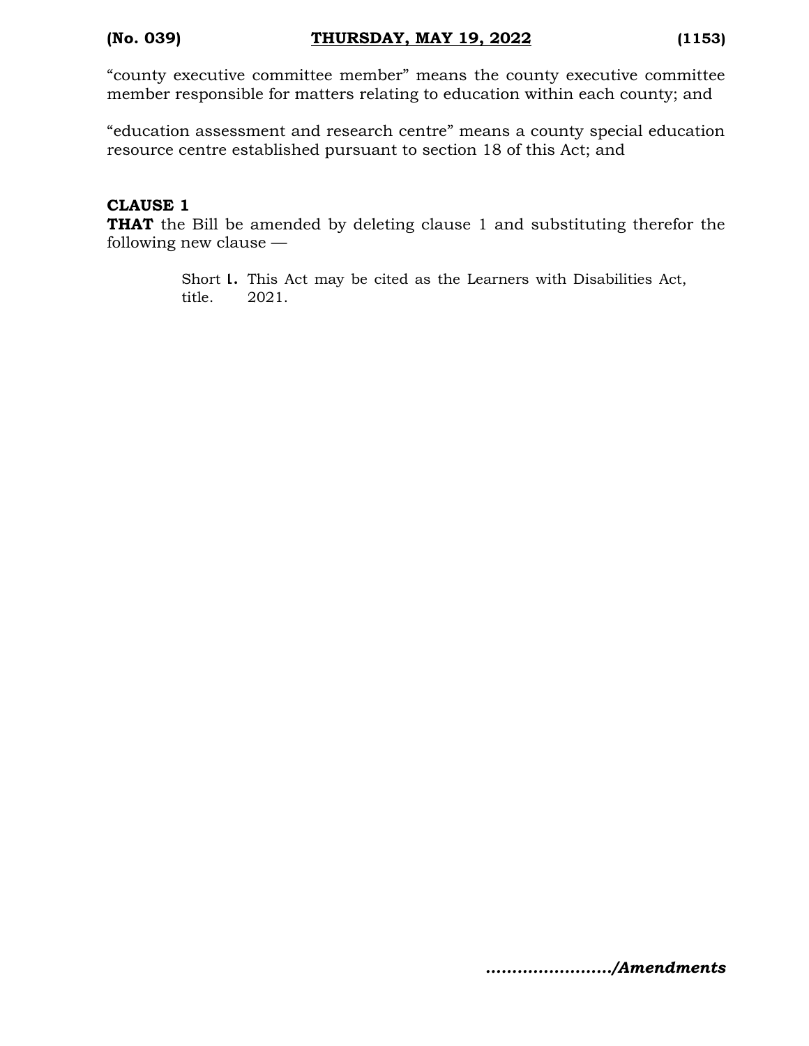"county executive committee member" means the county executive committee member responsible for matters relating to education within each county; and

"education assessment and research centre" means a county special education resource centre established pursuant to section 18 of this Act; and

**CLAUSE 1**

**THAT** the Bill be amended by deleting clause 1 and substituting therefor the following new clause —

Short title. **1.** This Act may be cited as the Learners with Disabilities Act, 2021.

***....................../Amendments***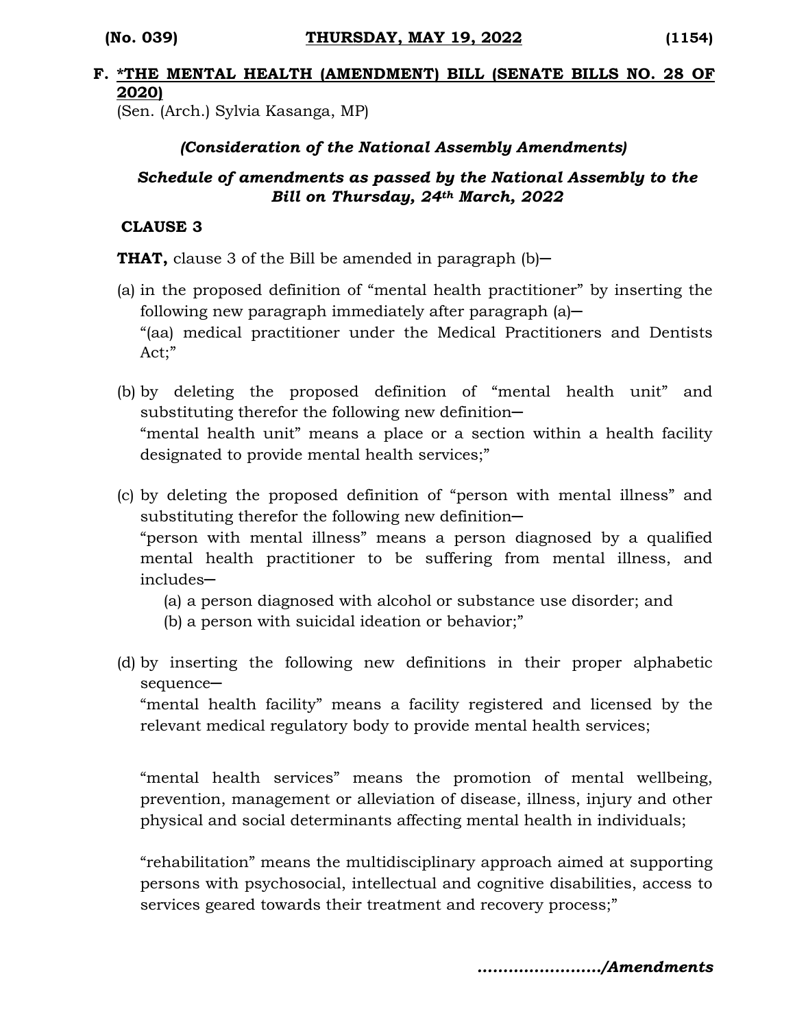## F. *THE MENTAL HEALTH (AMENDMENT) BILL (SENATE BILLS NO. 28 OF 2020)

(Sen. (Arch.) Sylvia Kasanga, MP)

***(Consideration of the National Assembly Amendments)***

***Schedule of amendments as passed by the National Assembly to the Bill on Thursday, 24th March, 2022***

**CLAUSE 3**

**THAT,** clause 3 of the Bill be amended in paragraph (b)─

(a) in the proposed definition of "mental health practitioner" by inserting the following new paragraph immediately after paragraph (a)─
"(aa) medical practitioner under the Medical Practitioners and Dentists Act;"

(b) by deleting the proposed definition of "mental health unit" and substituting therefor the following new definition─
"mental health unit" means a place or a section within a health facility designated to provide mental health services;"

(c) by deleting the proposed definition of "person with mental illness" and substituting therefor the following new definition─
"person with mental illness" means a person diagnosed by a qualified mental health practitioner to be suffering from mental illness, and includes─

   (a) a person diagnosed with alcohol or substance use disorder; and
   (b) a person with suicidal ideation or behavior;"

(d) by inserting the following new definitions in their proper alphabetic sequence─
"mental health facility" means a facility registered and licensed by the relevant medical regulatory body to provide mental health services;

"mental health services" means the promotion of mental wellbeing, prevention, management or alleviation of disease, illness, injury and other physical and social determinants affecting mental health in individuals;

"rehabilitation" means the multidisciplinary approach aimed at supporting persons with psychosocial, intellectual and cognitive disabilities, access to services geared towards their treatment and recovery process;"

***……………………/Amendments***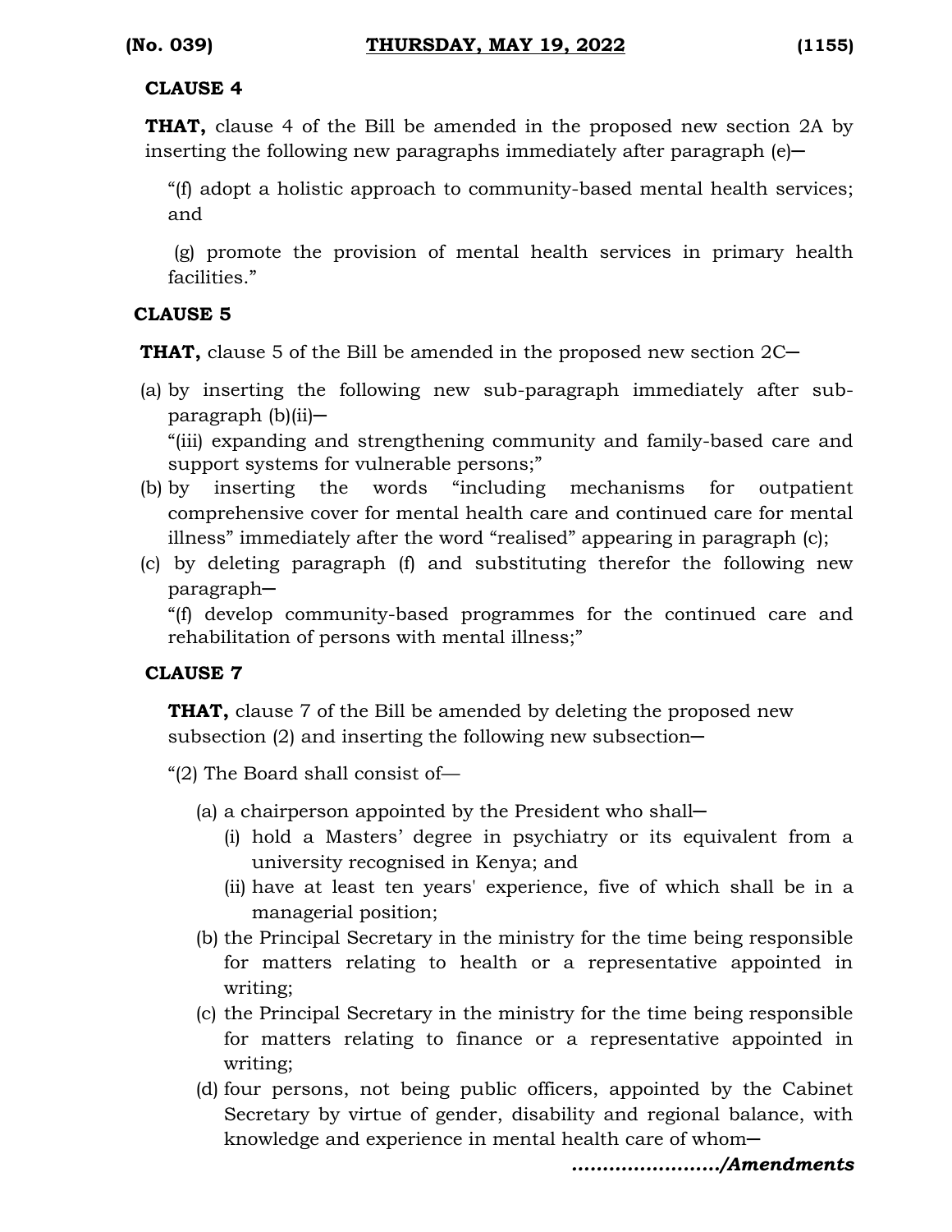**CLAUSE 4**

**THAT,** clause 4 of the Bill be amended in the proposed new section 2A by inserting the following new paragraphs immediately after paragraph (e)─

"(f) adopt a holistic approach to community-based mental health services; and

(g) promote the provision of mental health services in primary health facilities."

**CLAUSE 5**

**THAT,** clause 5 of the Bill be amended in the proposed new section 2C─

(a) by inserting the following new sub-paragraph immediately after sub-paragraph (b)(ii)─

"(iii) expanding and strengthening community and family-based care and support systems for vulnerable persons;"

(b) by inserting the words "including mechanisms for outpatient comprehensive cover for mental health care and continued care for mental illness" immediately after the word "realised" appearing in paragraph (c);

(c) by deleting paragraph (f) and substituting therefor the following new paragraph─

"(f) develop community-based programmes for the continued care and rehabilitation of persons with mental illness;"

**CLAUSE 7**

**THAT,** clause 7 of the Bill be amended by deleting the proposed new subsection (2) and inserting the following new subsection─

"(2) The Board shall consist of—

(a) a chairperson appointed by the President who shall─
  (i) hold a Masters' degree in psychiatry or its equivalent from a university recognised in Kenya; and
  (ii) have at least ten years' experience, five of which shall be in a managerial position;

(b) the Principal Secretary in the ministry for the time being responsible for matters relating to health or a representative appointed in writing;

(c) the Principal Secretary in the ministry for the time being responsible for matters relating to finance or a representative appointed in writing;

(d) four persons, not being public officers, appointed by the Cabinet Secretary by virtue of gender, disability and regional balance, with knowledge and experience in mental health care of whom─

***....................../Amendments***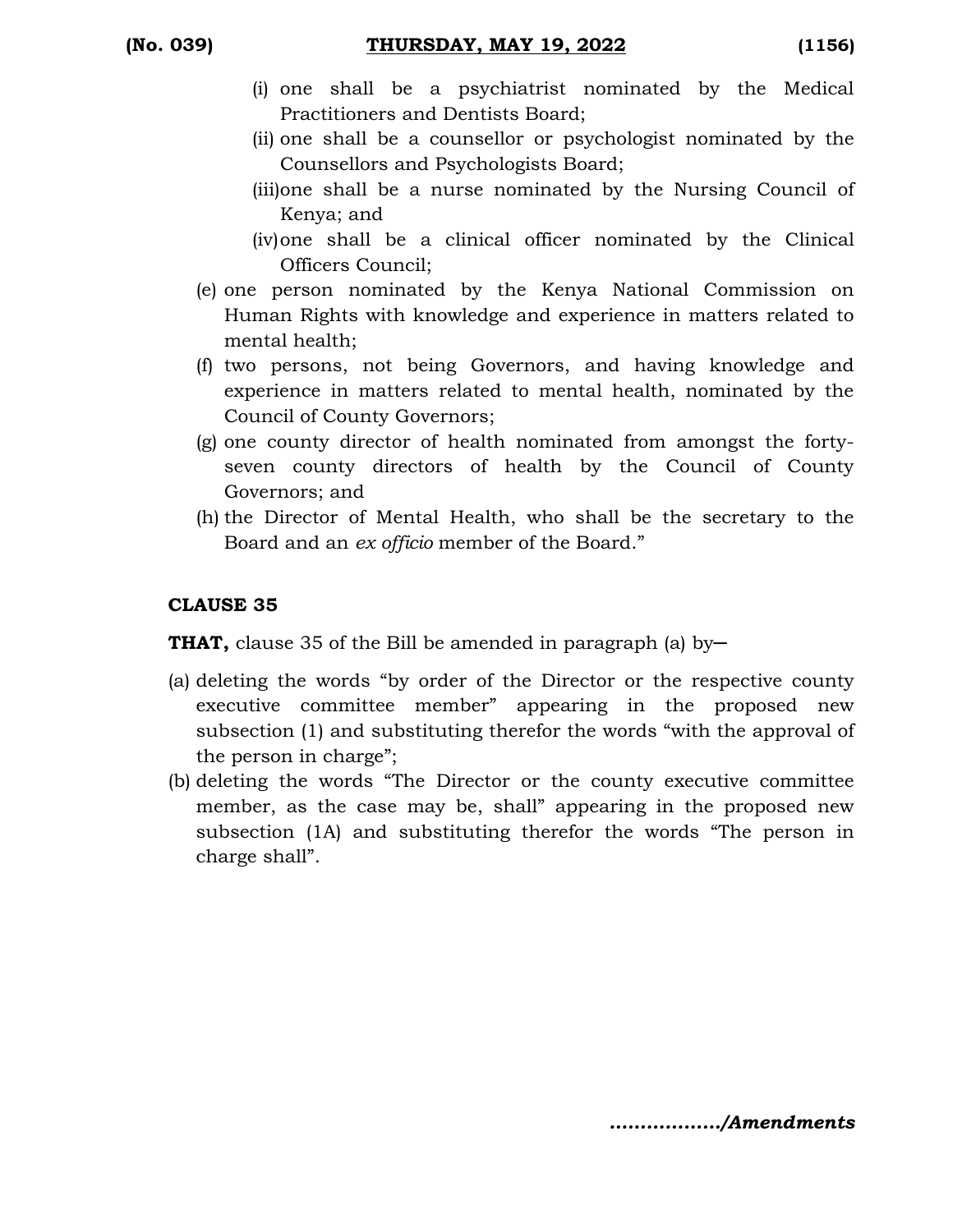(i) one shall be a psychiatrist nominated by the Medical Practitioners and Dentists Board;

(ii) one shall be a counsellor or psychologist nominated by the Counsellors and Psychologists Board;

(iii) one shall be a nurse nominated by the Nursing Council of Kenya; and

(iv) one shall be a clinical officer nominated by the Clinical Officers Council;

(e) one person nominated by the Kenya National Commission on Human Rights with knowledge and experience in matters related to mental health;

(f) two persons, not being Governors, and having knowledge and experience in matters related to mental health, nominated by the Council of County Governors;

(g) one county director of health nominated from amongst the forty-seven county directors of health by the Council of County Governors; and

(h) the Director of Mental Health, who shall be the secretary to the Board and an *ex officio* member of the Board."

### CLAUSE 35

**THAT,** clause 35 of the Bill be amended in paragraph (a) by—

(a) deleting the words "by order of the Director or the respective county executive committee member" appearing in the proposed new subsection (1) and substituting therefor the words "with the approval of the person in charge";

(b) deleting the words "The Director or the county executive committee member, as the case may be, shall" appearing in the proposed new subsection (1A) and substituting therefor the words "The person in charge shall".

***................./Amendments***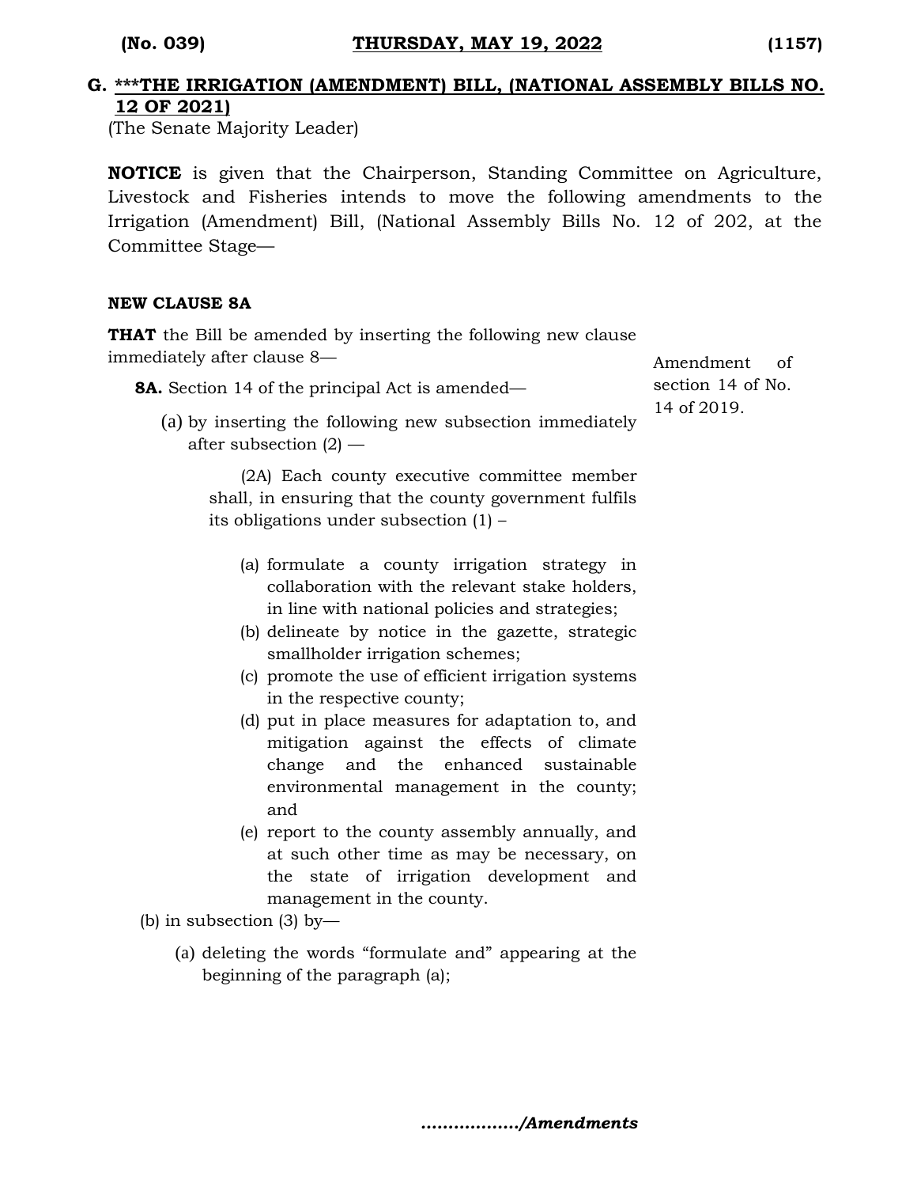## G. \*\*\*THE IRRIGATION (AMENDMENT) BILL, (NATIONAL ASSEMBLY BILLS NO. 12 OF 2021)

(The Senate Majority Leader)

**NOTICE** is given that the Chairperson, Standing Committee on Agriculture, Livestock and Fisheries intends to move the following amendments to the Irrigation (Amendment) Bill, (National Assembly Bills No. 12 of 202, at the Committee Stage—

**NEW CLAUSE 8A**

**THAT** the Bill be amended by inserting the following new clause immediately after clause 8—

*Amendment of section 14 of No. 14 of 2019.*

**8A.** Section 14 of the principal Act is amended—

(a) by inserting the following new subsection immediately after subsection (2) —

(2A) Each county executive committee member shall, in ensuring that the county government fulfils its obligations under subsection (1) –

(a) formulate a county irrigation strategy in collaboration with the relevant stake holders, in line with national policies and strategies;

(b) delineate by notice in the gazette, strategic smallholder irrigation schemes;

(c) promote the use of efficient irrigation systems in the respective county;

(d) put in place measures for adaptation to, and mitigation against the effects of climate change and the enhanced sustainable environmental management in the county; and

(e) report to the county assembly annually, and at such other time as may be necessary, on the state of irrigation development and management in the county.

(b) in subsection (3) by—

(a) deleting the words "formulate and" appearing at the beginning of the paragraph (a);

*................./Amendments*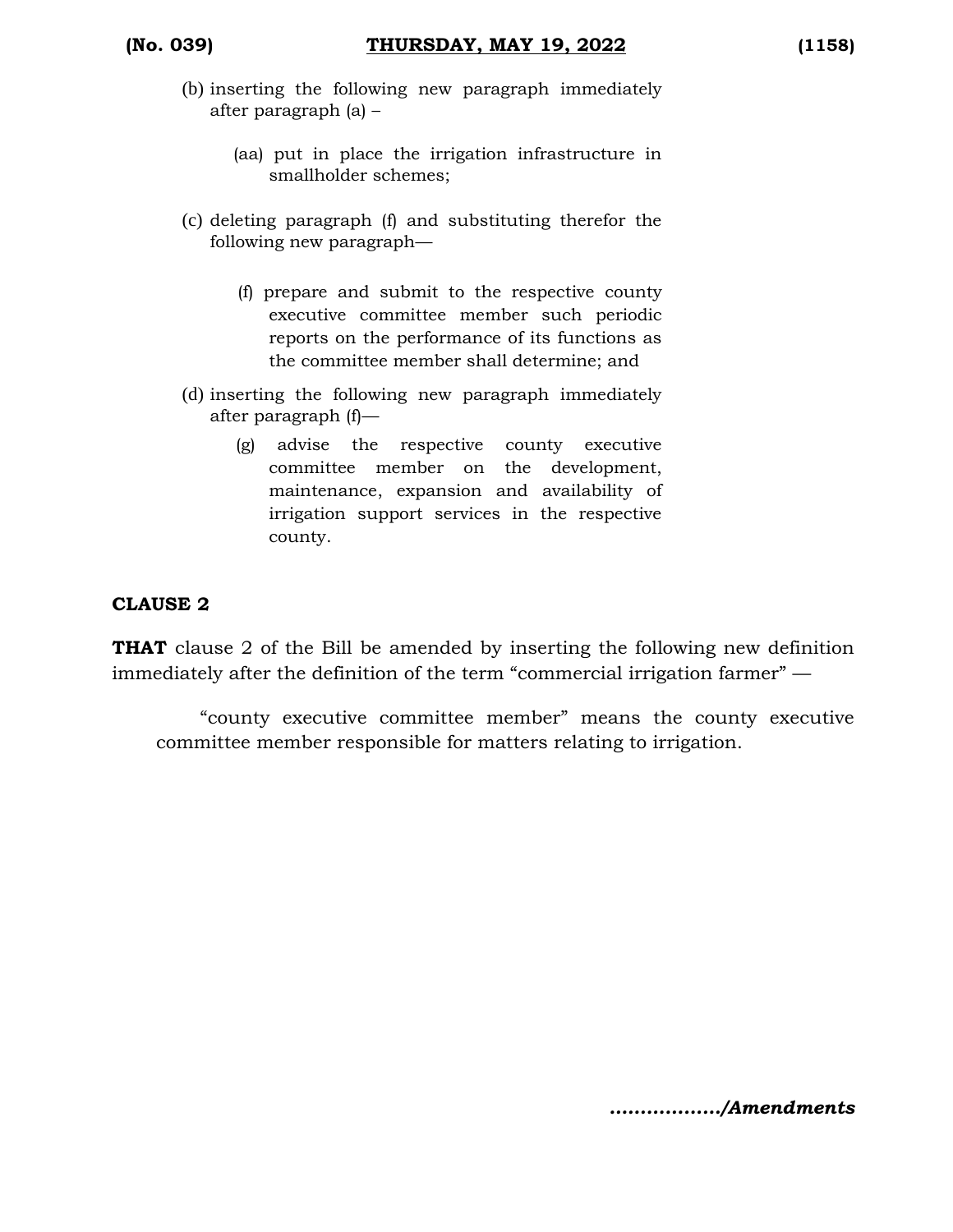(b) inserting the following new paragraph immediately after paragraph (a) –

> (aa) put in place the irrigation infrastructure in smallholder schemes;

(c) deleting paragraph (f) and substituting therefor the following new paragraph—

> (f) prepare and submit to the respective county executive committee member such periodic reports on the performance of its functions as the committee member shall determine; and

(d) inserting the following new paragraph immediately after paragraph (f)—

> (g) advise the respective county executive committee member on the development, maintenance, expansion and availability of irrigation support services in the respective county.

**CLAUSE 2**

**THAT** clause 2 of the Bill be amended by inserting the following new definition immediately after the definition of the term "commercial irrigation farmer" —

> "county executive committee member" means the county executive committee member responsible for matters relating to irrigation.

***................./Amendments***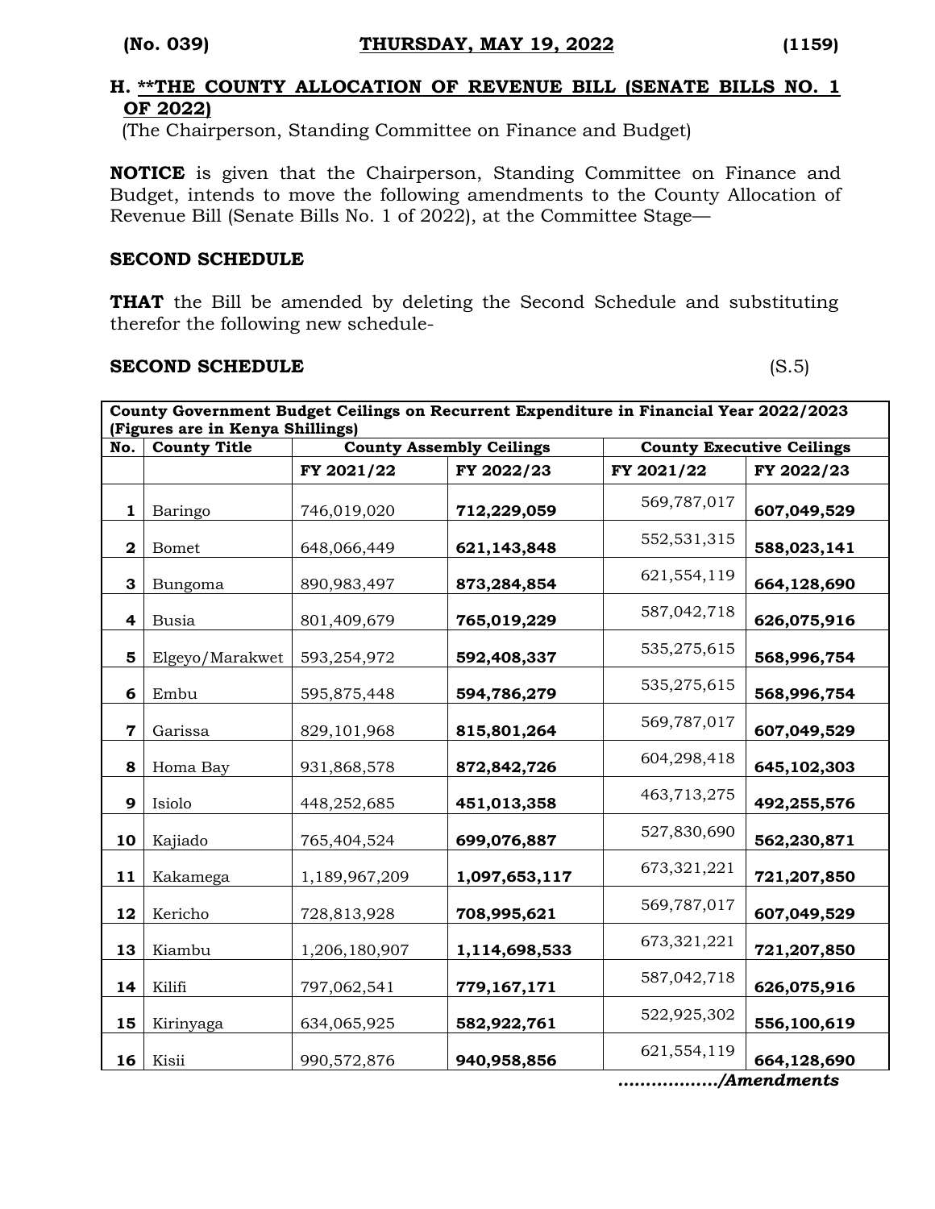## H. **THE COUNTY ALLOCATION OF REVENUE BILL (SENATE BILLS NO. 1 OF 2022)

(The Chairperson, Standing Committee on Finance and Budget)

**NOTICE** is given that the Chairperson, Standing Committee on Finance and Budget, intends to move the following amendments to the County Allocation of Revenue Bill (Senate Bills No. 1 of 2022), at the Committee Stage—

**SECOND SCHEDULE**

**THAT** the Bill be amended by deleting the Second Schedule and substituting therefor the following new schedule-

**SECOND SCHEDULE** (S.5)

| County Government Budget Ceilings on Recurrent Expenditure in Financial Year 2022/2023 (Figures are in Kenya Shillings) | | | | | |
|---|---|---|---|---|---|
| **No.** | **County Title** | **County Assembly Ceilings** | | **County Executive Ceilings** | |
| | | **FY 2021/22** | **FY 2022/23** | **FY 2021/22** | **FY 2022/23** |
| **1** | Baringo | 746,019,020 | **712,229,059** | 569,787,017 | **607,049,529** |
| **2** | Bomet | 648,066,449 | **621,143,848** | 552,531,315 | **588,023,141** |
| **3** | Bungoma | 890,983,497 | **873,284,854** | 621,554,119 | **664,128,690** |
| **4** | Busia | 801,409,679 | **765,019,229** | 587,042,718 | **626,075,916** |
| **5** | Elgeyo/Marakwet | 593,254,972 | **592,408,337** | 535,275,615 | **568,996,754** |
| **6** | Embu | 595,875,448 | **594,786,279** | 535,275,615 | **568,996,754** |
| **7** | Garissa | 829,101,968 | **815,801,264** | 569,787,017 | **607,049,529** |
| **8** | Homa Bay | 931,868,578 | **872,842,726** | 604,298,418 | **645,102,303** |
| **9** | Isiolo | 448,252,685 | **451,013,358** | 463,713,275 | **492,255,576** |
| **10** | Kajiado | 765,404,524 | **699,076,887** | 527,830,690 | **562,230,871** |
| **11** | Kakamega | 1,189,967,209 | **1,097,653,117** | 673,321,221 | **721,207,850** |
| **12** | Kericho | 728,813,928 | **708,995,621** | 569,787,017 | **607,049,529** |
| **13** | Kiambu | 1,206,180,907 | **1,114,698,533** | 673,321,221 | **721,207,850** |
| **14** | Kilifi | 797,062,541 | **779,167,171** | 587,042,718 | **626,075,916** |
| **15** | Kirinyaga | 634,065,925 | **582,922,761** | 522,925,302 | **556,100,619** |
| **16** | Kisii | 990,572,876 | **940,958,856** | 621,554,119 | **664,128,690** |

***................./Amendments***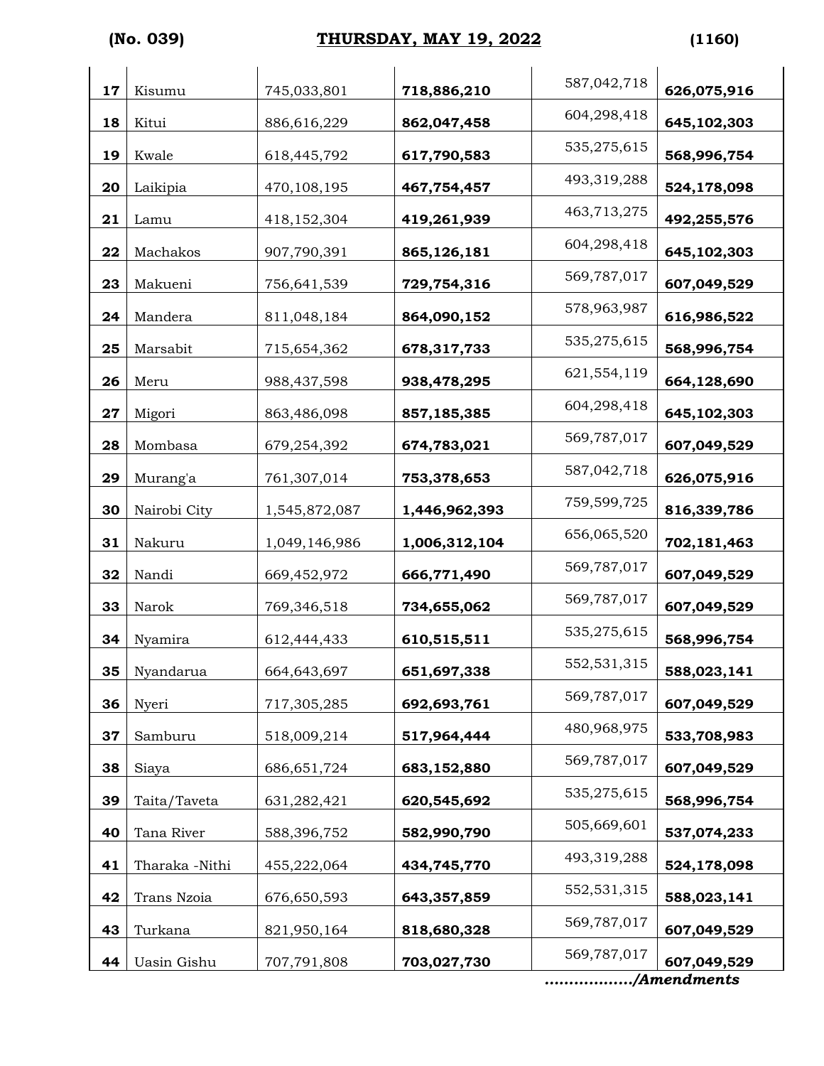| | | | | | |
|---|---|---|---|---|---|
| **17** | Kisumu | 745,033,801 | **718,886,210** | 587,042,718 | **626,075,916** |
| **18** | Kitui | 886,616,229 | **862,047,458** | 604,298,418 | **645,102,303** |
| **19** | Kwale | 618,445,792 | **617,790,583** | 535,275,615 | **568,996,754** |
| **20** | Laikipia | 470,108,195 | **467,754,457** | 493,319,288 | **524,178,098** |
| **21** | Lamu | 418,152,304 | **419,261,939** | 463,713,275 | **492,255,576** |
| **22** | Machakos | 907,790,391 | **865,126,181** | 604,298,418 | **645,102,303** |
| **23** | Makueni | 756,641,539 | **729,754,316** | 569,787,017 | **607,049,529** |
| **24** | Mandera | 811,048,184 | **864,090,152** | 578,963,987 | **616,986,522** |
| **25** | Marsabit | 715,654,362 | **678,317,733** | 535,275,615 | **568,996,754** |
| **26** | Meru | 988,437,598 | **938,478,295** | 621,554,119 | **664,128,690** |
| **27** | Migori | 863,486,098 | **857,185,385** | 604,298,418 | **645,102,303** |
| **28** | Mombasa | 679,254,392 | **674,783,021** | 569,787,017 | **607,049,529** |
| **29** | Murang'a | 761,307,014 | **753,378,653** | 587,042,718 | **626,075,916** |
| **30** | Nairobi City | 1,545,872,087 | **1,446,962,393** | 759,599,725 | **816,339,786** |
| **31** | Nakuru | 1,049,146,986 | **1,006,312,104** | 656,065,520 | **702,181,463** |
| **32** | Nandi | 669,452,972 | **666,771,490** | 569,787,017 | **607,049,529** |
| **33** | Narok | 769,346,518 | **734,655,062** | 569,787,017 | **607,049,529** |
| **34** | Nyamira | 612,444,433 | **610,515,511** | 535,275,615 | **568,996,754** |
| **35** | Nyandarua | 664,643,697 | **651,697,338** | 552,531,315 | **588,023,141** |
| **36** | Nyeri | 717,305,285 | **692,693,761** | 569,787,017 | **607,049,529** |
| **37** | Samburu | 518,009,214 | **517,964,444** | 480,968,975 | **533,708,983** |
| **38** | Siaya | 686,651,724 | **683,152,880** | 569,787,017 | **607,049,529** |
| **39** | Taita/Taveta | 631,282,421 | **620,545,692** | 535,275,615 | **568,996,754** |
| **40** | Tana River | 588,396,752 | **582,990,790** | 505,669,601 | **537,074,233** |
| **41** | Tharaka -Nithi | 455,222,064 | **434,745,770** | 493,319,288 | **524,178,098** |
| **42** | Trans Nzoia | 676,650,593 | **643,357,859** | 552,531,315 | **588,023,141** |
| **43** | Turkana | 821,950,164 | **818,680,328** | 569,787,017 | **607,049,529** |
| **44** | Uasin Gishu | 707,791,808 | **703,027,730** | 569,787,017 | **607,049,529** |

*................./Amendments*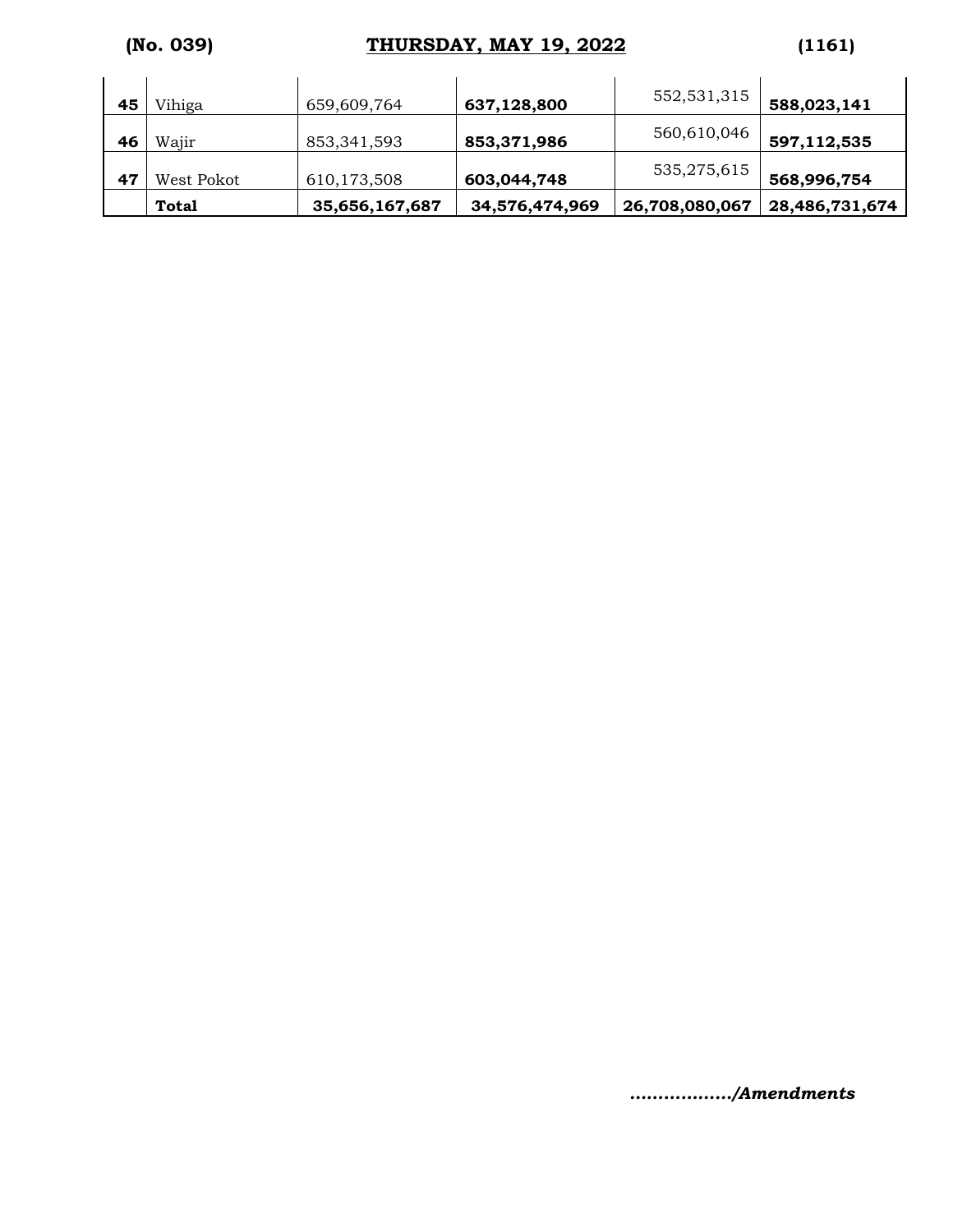| | | | | | |
|---|---|---|---|---|---|
| **45** | Vihiga | 659,609,764 | **637,128,800** | 552,531,315 | **588,023,141** |
| **46** | Wajir | 853,341,593 | **853,371,986** | 560,610,046 | **597,112,535** |
| **47** | West Pokot | 610,173,508 | **603,044,748** | 535,275,615 | **568,996,754** |
| | **Total** | **35,656,167,687** | **34,576,474,969** | **26,708,080,067** | **28,486,731,674** |

***................./Amendments***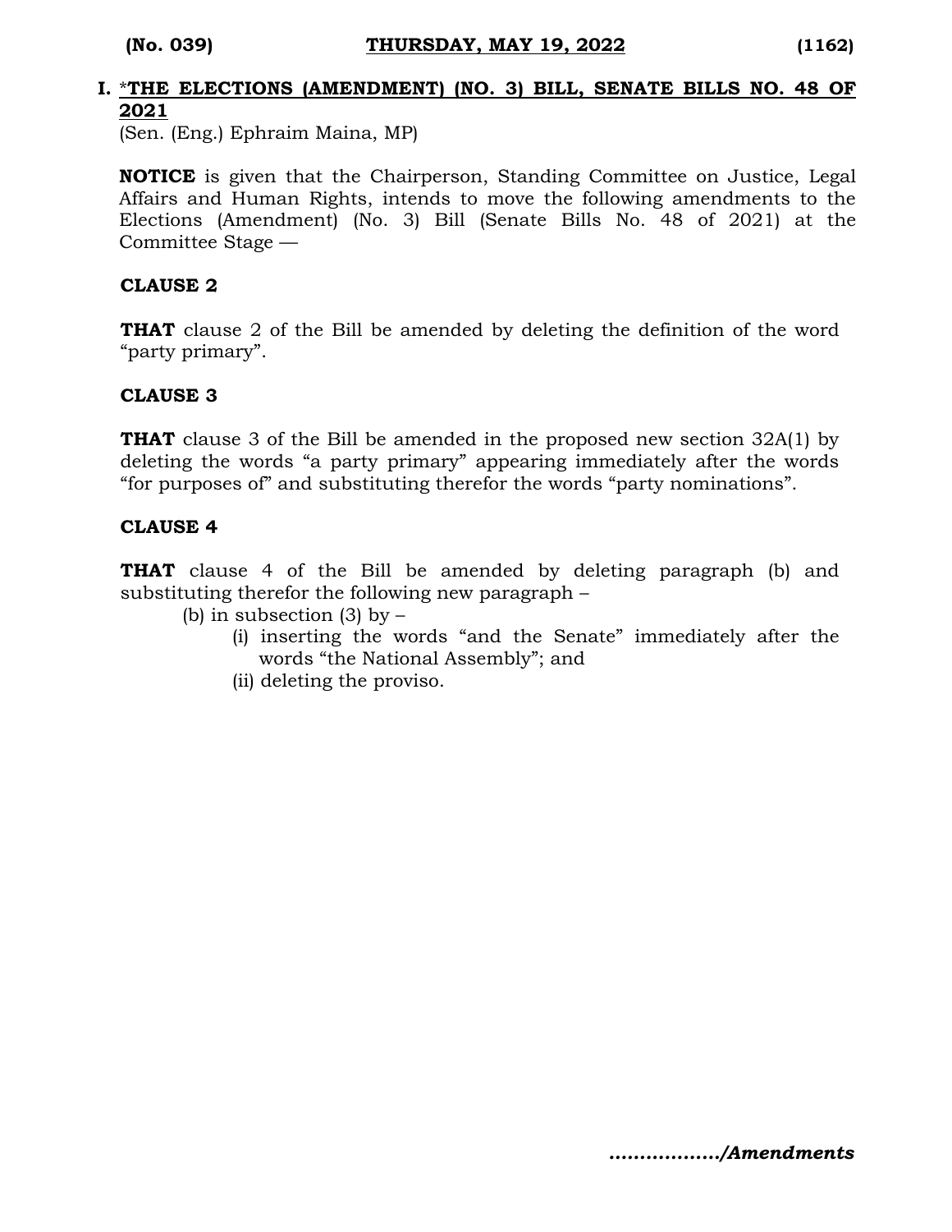## I. *THE ELECTIONS (AMENDMENT) (NO. 3) BILL, SENATE BILLS NO. 48 OF 2021

(Sen. (Eng.) Ephraim Maina, MP)

**NOTICE** is given that the Chairperson, Standing Committee on Justice, Legal Affairs and Human Rights, intends to move the following amendments to the Elections (Amendment) (No. 3) Bill (Senate Bills No. 48 of 2021) at the Committee Stage —

**CLAUSE 2**

**THAT** clause 2 of the Bill be amended by deleting the definition of the word "party primary".

**CLAUSE 3**

**THAT** clause 3 of the Bill be amended in the proposed new section 32A(1) by deleting the words "a party primary" appearing immediately after the words "for purposes of" and substituting therefor the words "party nominations".

**CLAUSE 4**

**THAT** clause 4 of the Bill be amended by deleting paragraph (b) and substituting therefor the following new paragraph –

(b) in subsection (3) by –

(i) inserting the words "and the Senate" immediately after the words "the National Assembly"; and

(ii) deleting the proviso.

***................/Amendments***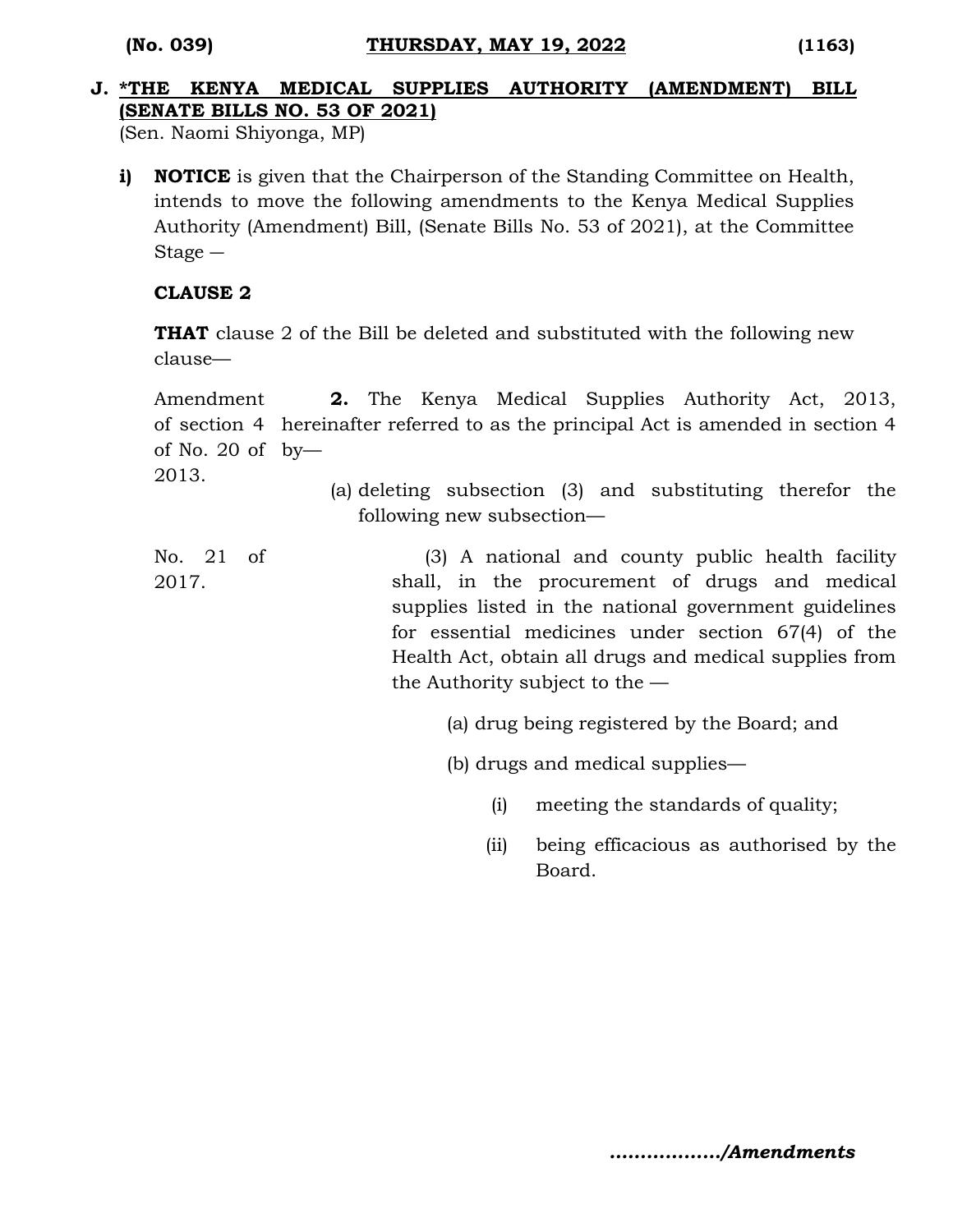**J. \*THE KENYA MEDICAL SUPPLIES AUTHORITY (AMENDMENT) BILL (SENATE BILLS NO. 53 OF 2021)**
(Sen. Naomi Shiyonga, MP)

**i) NOTICE** is given that the Chairperson of the Standing Committee on Health, intends to move the following amendments to the Kenya Medical Supplies Authority (Amendment) Bill, (Senate Bills No. 53 of 2021), at the Committee Stage —

**CLAUSE 2**

**THAT** clause 2 of the Bill be deleted and substituted with the following new clause—

Amendment of section 4 of No. 20 of 2013.

**2.** The Kenya Medical Supplies Authority Act, 2013, hereinafter referred to as the principal Act is amended in section 4 by—

(a) deleting subsection (3) and substituting therefor the following new subsection—

No. 21 of 2017.

(3) A national and county public health facility shall, in the procurement of drugs and medical supplies listed in the national government guidelines for essential medicines under section 67(4) of the Health Act, obtain all drugs and medical supplies from the Authority subject to the —

(a) drug being registered by the Board; and

(b) drugs and medical supplies—

(i) meeting the standards of quality;

(ii) being efficacious as authorised by the Board.

*................./Amendments*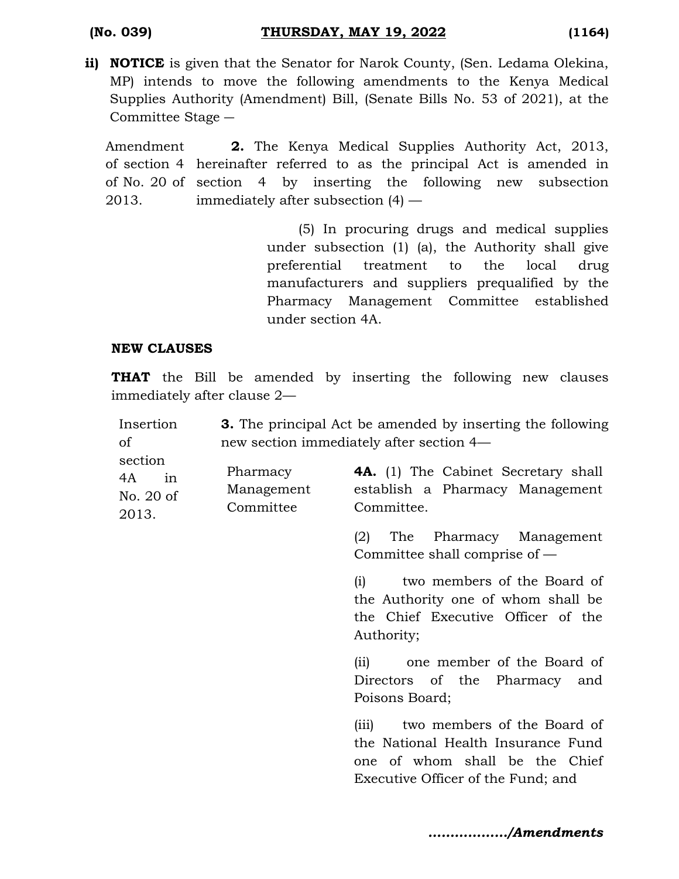**ii) NOTICE** is given that the Senator for Narok County, (Sen. Ledama Olekina, MP) intends to move the following amendments to the Kenya Medical Supplies Authority (Amendment) Bill, (Senate Bills No. 53 of 2021), at the Committee Stage —

Amendment of section 4 of No. 20 of 2013.

**2.** The Kenya Medical Supplies Authority Act, 2013, hereinafter referred to as the principal Act is amended in section 4 by inserting the following new subsection immediately after subsection (4) —

(5) In procuring drugs and medical supplies under subsection (1) (a), the Authority shall give preferential treatment to the local drug manufacturers and suppliers prequalified by the Pharmacy Management Committee established under section 4A.

**NEW CLAUSES**

**THAT** the Bill be amended by inserting the following new clauses immediately after clause 2—

Insertion of section 4A in No. 20 of 2013.

**3.** The principal Act be amended by inserting the following new section immediately after section 4—

Pharmacy Management Committee

**4A.** (1) The Cabinet Secretary shall establish a Pharmacy Management Committee.

(2) The Pharmacy Management Committee shall comprise of —

(i) two members of the Board of the Authority one of whom shall be the Chief Executive Officer of the Authority;

(ii) one member of the Board of Directors of the Pharmacy and Poisons Board;

(iii) two members of the Board of the National Health Insurance Fund one of whom shall be the Chief Executive Officer of the Fund; and

*................./Amendments*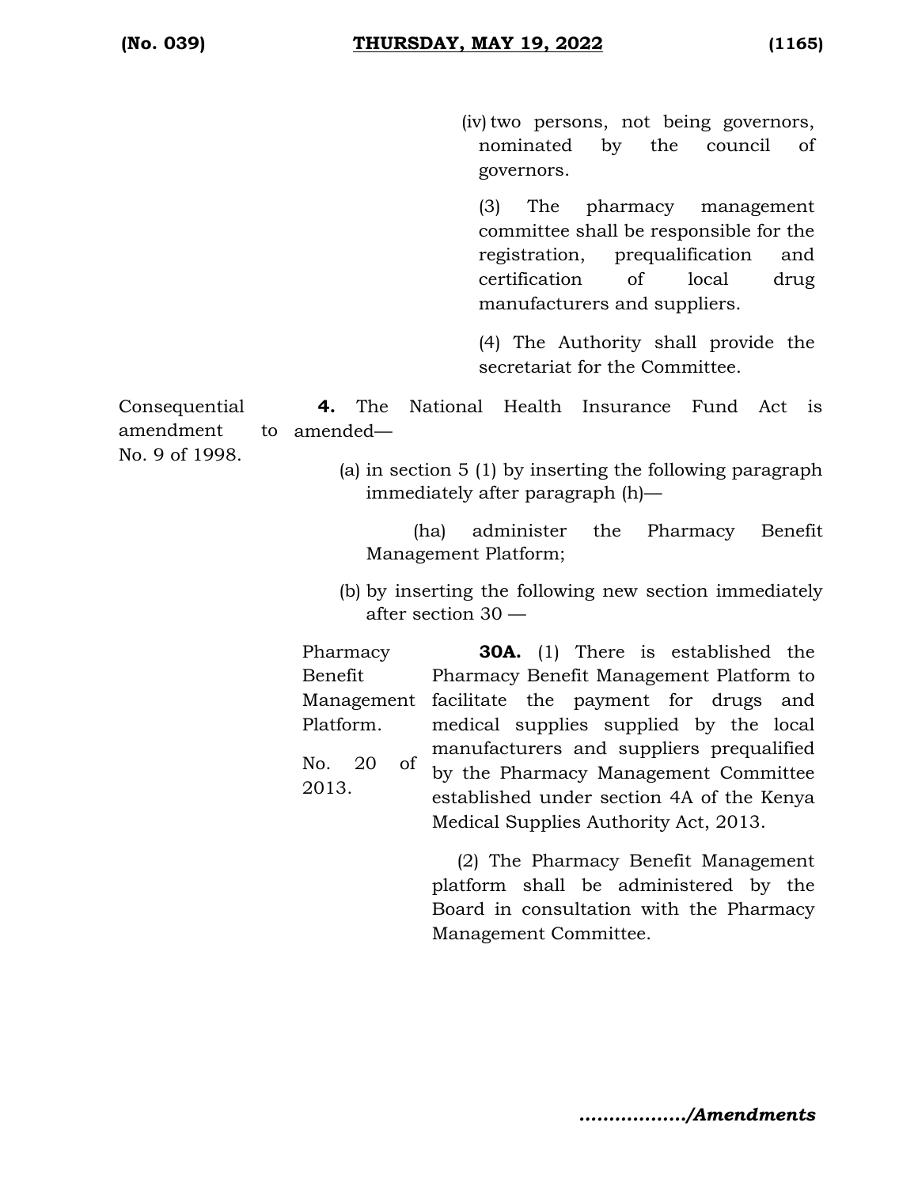(iv) two persons, not being governors, nominated by the council of governors.

(3) The pharmacy management committee shall be responsible for the registration, prequalification and certification of local drug manufacturers and suppliers.

(4) The Authority shall provide the secretariat for the Committee.

Consequential amendment to No. 9 of 1998.

**4.** The National Health Insurance Fund Act is amended—

(a) in section 5 (1) by inserting the following paragraph immediately after paragraph (h)—

(ha) administer the Pharmacy Benefit Management Platform;

(b) by inserting the following new section immediately after section 30 —

Pharmacy Benefit Management Platform.

No. 20 of 2013.

**30A.** (1) There is established the Pharmacy Benefit Management Platform to facilitate the payment for drugs and medical supplies supplied by the local manufacturers and suppliers prequalified by the Pharmacy Management Committee established under section 4A of the Kenya Medical Supplies Authority Act, 2013.

(2) The Pharmacy Benefit Management platform shall be administered by the Board in consultation with the Pharmacy Management Committee.

*................./Amendments*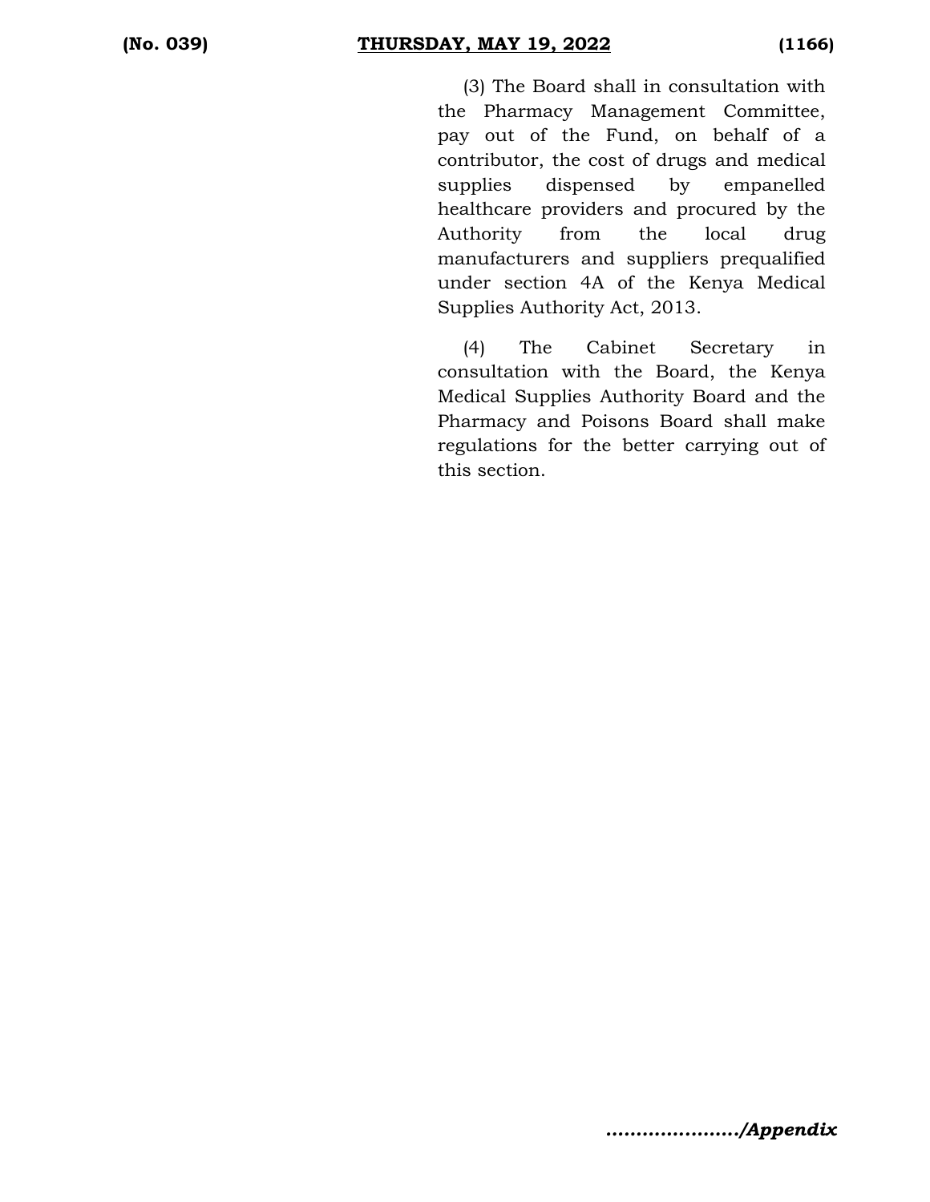(3) The Board shall in consultation with the Pharmacy Management Committee, pay out of the Fund, on behalf of a contributor, the cost of drugs and medical supplies dispensed by empanelled healthcare providers and procured by the Authority from the local drug manufacturers and suppliers prequalified under section 4A of the Kenya Medical Supplies Authority Act, 2013.

(4) The Cabinet Secretary in consultation with the Board, the Kenya Medical Supplies Authority Board and the Pharmacy and Poisons Board shall make regulations for the better carrying out of this section.

***…………………/Appendix***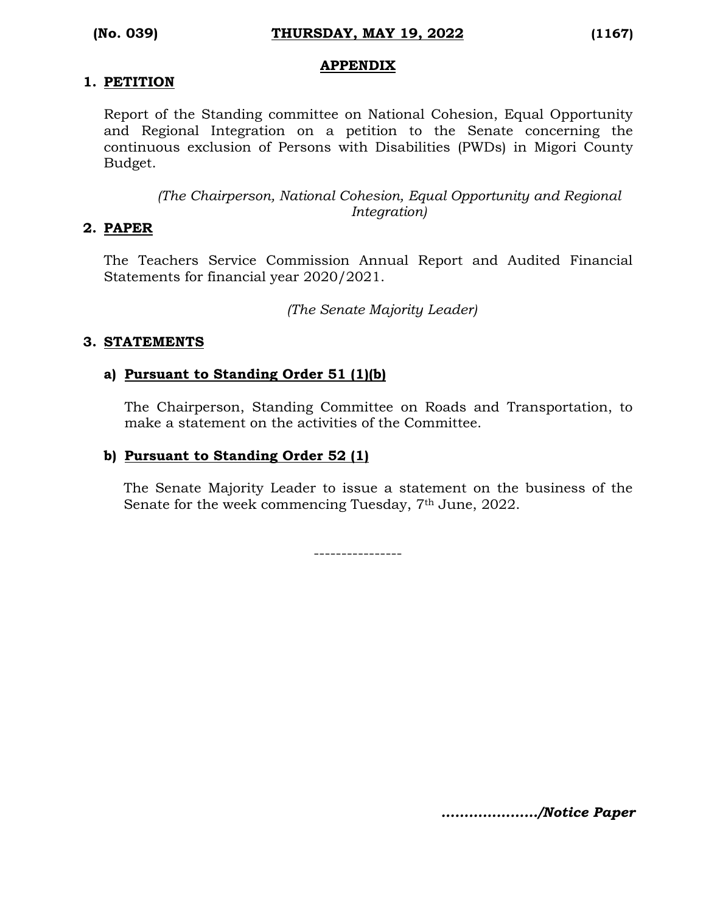## APPENDIX

### 1. PETITION

Report of the Standing committee on National Cohesion, Equal Opportunity and Regional Integration on a petition to the Senate concerning the continuous exclusion of Persons with Disabilities (PWDs) in Migori County Budget.

*(The Chairperson, National Cohesion, Equal Opportunity and Regional Integration)*

### 2. PAPER

The Teachers Service Commission Annual Report and Audited Financial Statements for financial year 2020/2021.

*(The Senate Majority Leader)*

### 3. STATEMENTS

#### a) Pursuant to Standing Order 51 (1)(b)

The Chairperson, Standing Committee on Roads and Transportation, to make a statement on the activities of the Committee.

#### b) Pursuant to Standing Order 52 (1)

The Senate Majority Leader to issue a statement on the business of the Senate for the week commencing Tuesday, 7th June, 2022.

----------------

***…………………/Notice Paper***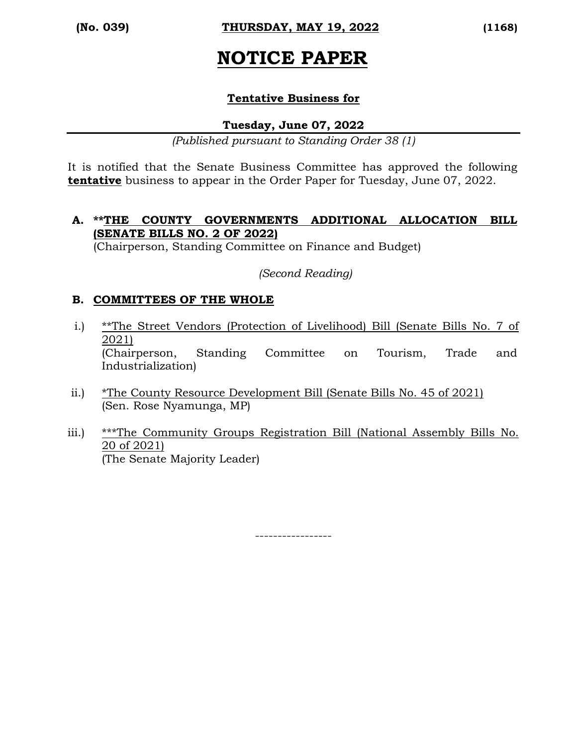# NOTICE PAPER

## Tentative Business for

## Tuesday, June 07, 2022

*(Published pursuant to Standing Order 38 (1)*

It is notified that the Senate Business Committee has approved the following **tentative** business to appear in the Order Paper for Tuesday, June 07, 2022.

**A. **THE COUNTY GOVERNMENTS ADDITIONAL ALLOCATION BILL (SENATE BILLS NO. 2 OF 2022)**
(Chairperson, Standing Committee on Finance and Budget)

*(Second Reading)*

**B. COMMITTEES OF THE WHOLE**

i.) **The Street Vendors (Protection of Livelihood) Bill (Senate Bills No. 7 of 2021)
(Chairperson, Standing Committee on Tourism, Trade and Industrialization)

ii.) *The County Resource Development Bill (Senate Bills No. 45 of 2021)
(Sen. Rose Nyamunga, MP)

iii.) ***The Community Groups Registration Bill (National Assembly Bills No. 20 of 2021)
(The Senate Majority Leader)

-----------------